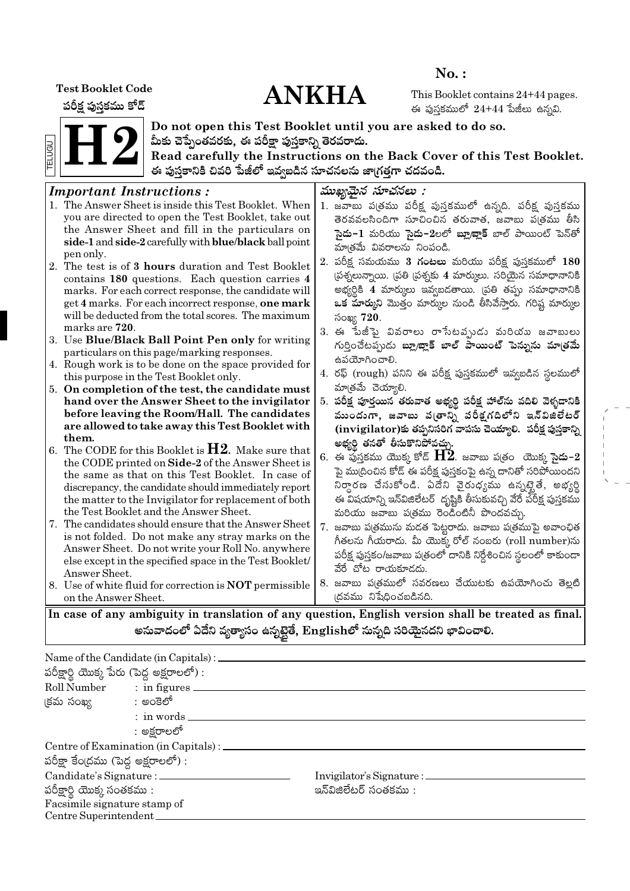**No. :**

**Test Booklet Code**

**పరీక్ష పుస్తకము కోడ్**

# ANKHA

This Booklet contains 24+44 pages.

ఈ పుస్తకములో 24+44 పేజీలు ఉన్నవి.

TELUGU

# H2

**Do not open this Test Booklet until you are asked to do so.**

**మీకు చెప్పేంతవరకు, ఈ పరీక్షా పుస్తకాన్ని తెరవరాదు.**

**Read carefully the Instructions on the Back Cover of this Test Booklet.**

**ఈ పుస్తకానికి చివరి పేజీలో ఇవ్వబడిన సూచనలను జాగ్రత్తగా చదవండి.**

### *Important Instructions :*

1. The Answer Sheet is inside this Test Booklet. When you are directed to open the Test Booklet, take out the Answer Sheet and fill in the particulars on **side-1** and **side-2** carefully with **blue/black** ball point pen only.
2. The test is of **3 hours** duration and Test Booklet contains **180** questions. Each question carries **4** marks. For each correct response, the candidate will get **4** marks. For each incorrect response, **one mark** will be deducted from the total scores. The maximum marks are **720**.
3. Use **Blue/Black Ball Point Pen only** for writing particulars on this page/marking responses.
4. Rough work is to be done on the space provided for this purpose in the Test Booklet only.
5. **On completion of the test, the candidate must hand over the Answer Sheet to the invigilator before leaving the Room/Hall. The candidates are allowed to take away this Test Booklet with them.**
6. The CODE for this Booklet is **H2**. Make sure that the CODE printed on **Side-2** of the Answer Sheet is the same as that on this Test Booklet. In case of discrepancy, the candidate should immediately report the matter to the Invigilator for replacement of both the Test Booklet and the Answer Sheet.
7. The candidates should ensure that the Answer Sheet is not folded. Do not make any stray marks on the Answer Sheet. Do not write your Roll No. anywhere else except in the specified space in the Test Booklet/ Answer Sheet.
8. Use of white fluid for correction is **NOT** permissible on the Answer Sheet.

### *ముఖ్యమైన సూచనలు :*

1. జవాబు పత్రము పరీక్ష పుస్తకములో ఉన్నది. పరీక్ష పుస్తకము తెరవవలసిందిగా సూచించిన తరువాత, జవాబు పత్రము తీసి **సైడు-1** మరియు **సైడు-2**లలో **బ్లూ/బ్లాక్** బాల్ పాయింట్ పెన్‌తో మాత్రమే వివరాలను నింపండి.
2. పరీక్ష సమయము **3 గంటలు** మరియు పరీక్ష పుస్తకములో **180** ప్రశ్నలున్నాయి. ప్రతి ప్రశ్నకు **4** మార్కులు. సరియైన సమాధానానికి అభ్యర్థికి **4** మార్కులు ఇవ్వబడతాయి. ప్రతి తప్పు సమాధానానికి **ఒక మార్కుని** మొత్తం మార్కుల నుండి తీసివేస్తారు. గరిష్ఠ మార్కుల సంఖ్య **720**.
3. ఈ పేజీపై వివరాలు రాసేటప్పుడు మరియు జవాబులు గుర్తించేటప్పుడు **బ్లూ/బ్లాక్ బాల్ పాయింట్ పెన్నును మాత్రమే** ఉపయోగించాలి.
4. రఫ్ (rough) పనిని ఈ పరీక్ష పుస్తకములో ఇవ్వబడిన స్థలములో మాత్రమే చెయ్యాలి.
5. **పరీక్ష పూర్తయిన తరువాత అభ్యర్థి పరీక్ష హాల్‌ను వదిలి వెళ్ళడానికి ముందుగా, జవాబు పత్రాన్ని పరీక్షగదిలోని ఇన్‌విజిలేటర్ (invigilator)కు తప్పనిసరిగ వాపసు చెయ్యాలి. పరీక్ష పుస్తకాన్ని అభ్యర్థి తనతో తీసుకొనిపోవచ్చు.**
6. ఈ పుస్తకము యొక్క కోడ్ **H2**. జవాబు పత్రం యొక్క సైడు-2 పై ముద్రించిన కోడ్ ఈ పరీక్ష పుస్తకంపై ఉన్న దానితో సరిపోయిందని నిర్ధారణ చేసుకోండి. ఏదేని వైరుధ్యము ఉన్నట్టైతే, అభ్యర్థి ఈ విషయాన్ని ఇన్‌విజిలేటర్ దృష్టికి తీసుకువచ్చి వేరే పరీక్ష పుస్తకము మరియు జవాబు పత్రము రెండింటినీ పొందవచ్చు.
7. జవాబు పత్రమును మడత పెట్టరాదు. జవాబు పత్రముపై అవాంఛిత గీతలను గీయరాదు. మీ యొక్క రోల్ నంబరు (roll number)ను పరీక్ష పుస్తకం/జవాబు పత్రంలో దానికి నిర్దేశించిన స్థలంలో కాకుండా వేరే చోట రాయకూడదు.
8. జవాబు పత్రములో సవరణలు చేయుటకు ఉపయోగించు తెల్లటి ద్రవము నిషేధించబడినది.

**In case of any ambiguity in translation of any question, English version shall be treated as final.**

**అనువాదంలో ఏదేని వ్యత్యాసం ఉన్నట్టైతే, Englishలో నున్నది సరియైనదని భావించాలి.**

Name of the Candidate (in Capitals) : ____________________

పరీక్షార్థి యొక్క పేరు (పెద్ద అక్షరాలలో) :

Roll Number : in figures ____________________

క్రమ సంఖ్య : అంకెలో

: in words ____________________

: అక్షరాలలో

Centre of Examination (in Capitals) : ____________________

పరీక్షా కేంద్రము (పెద్ద అక్షరాలలో) :

Candidate's Signature : ____________________

పరీక్షార్థి యొక్క సంతకము :

Invigilator's Signature : ____________________

ఇన్‌విజిలేటర్ సంతకము :

Facsimile signature stamp of Centre Superintendent ____________________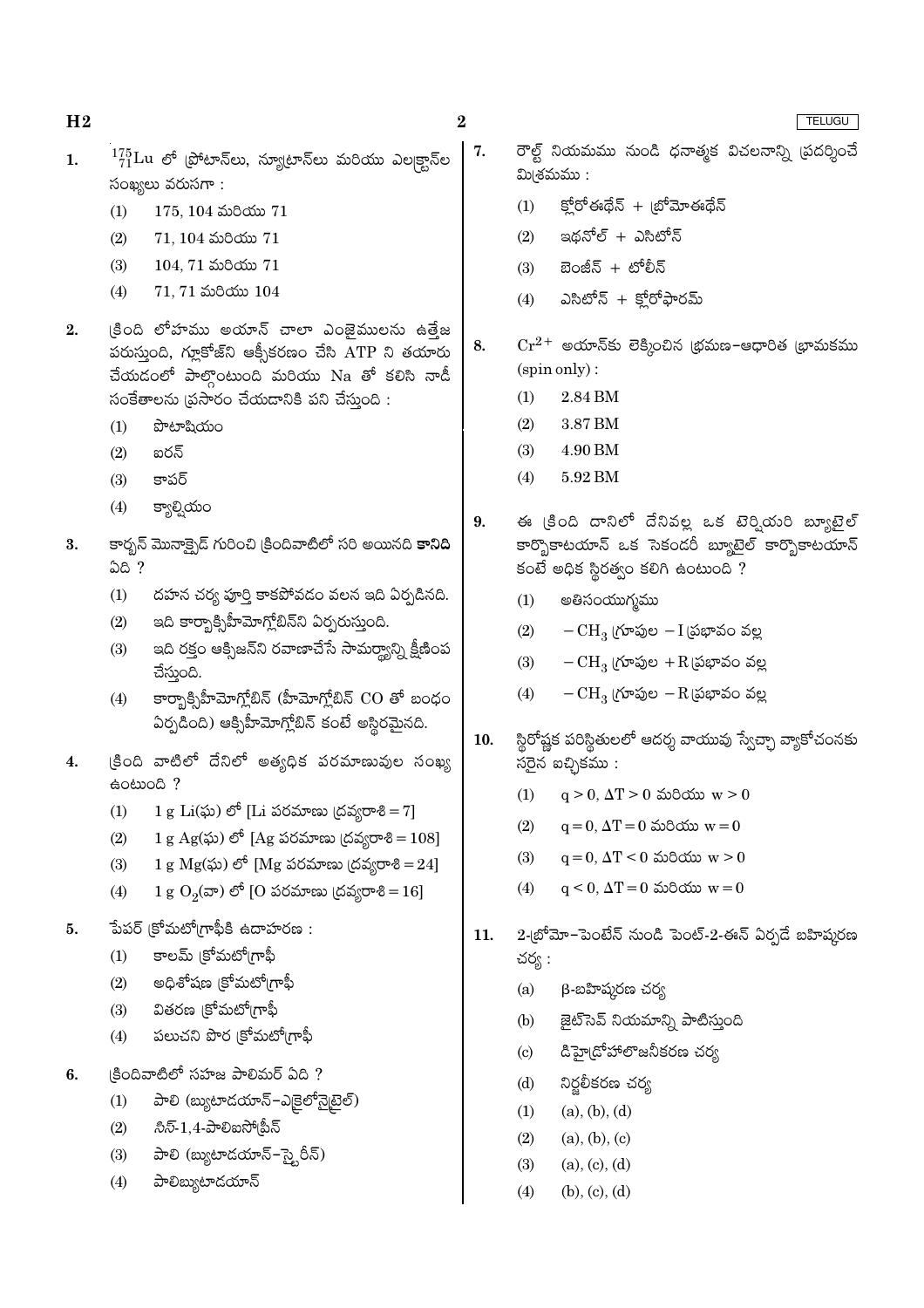1. $^{175}_{71}Lu$ లో ప్రోటాన్‌లు, న్యూట్రాన్‌లు మరియు ఎలక్ట్రాన్‌ల సంఖ్యలు వరుసగా :
   (1) 175, 104 మరియు 71
   (2) 71, 104 మరియు 71
   (3) 104, 71 మరియు 71
   (4) 71, 71 మరియు 104

2. క్రింది లోహము అయాన్ చాలా ఎంజైములను ఉత్తేజ పరుస్తుంది, గ్లూకోజ్‌ని ఆక్సీకరణం చేసి ATP ని తయారు చేయడంలో పాల్గొంటుంది మరియు Na తో కలిసి నాడీ సంకేతాలను ప్రసారం చేయడానికి పని చేస్తుంది :
   (1) పొటాషియం
   (2) ఐరన్
   (3) కాపర్
   (4) క్యాల్షియం

3. కార్బన్ మోనాక్సైడ్ గురించి క్రిందివాటిలో సరి అయినది **కానిది** ఏది ?
   (1) దహన చర్య పూర్తి కాకపోవడం వలన ఇది ఏర్పడినది.
   (2) ఇది కార్బాక్సిహీమోగ్లోబిన్‌ని ఏర్పరుస్తుంది.
   (3) ఇది రక్తం ఆక్సిజన్‌ని రవాణాచేసే సామర్థ్యాన్ని క్షీణింప చేస్తుంది.
   (4) కార్బాక్సిహీమోగ్లోబిన్ (హీమోగ్లోబిన్ CO తో బంధం ఏర్పడింది) ఆక్సిహీమోగ్లోబిన్ కంటే అస్థిరమైనది.

4. క్రింది వాటిలో దేనిలో అత్యధిక పరమాణువుల సంఖ్య ఉంటుంది ?
   (1) 1 g Li(ఘ) లో [Li పరమాణు ద్రవ్యరాశి = 7]
   (2) 1 g Ag(ఘ) లో [Ag పరమాణు ద్రవ్యరాశి = 108]
   (3) 1 g Mg(ఘ) లో [Mg పరమాణు ద్రవ్యరాశి = 24]
   (4) 1 g $O_2$(వా) లో [O పరమాణు ద్రవ్యరాశి = 16]

5. పేపర్ క్రోమటోగ్రాఫీకి ఉదాహరణ :
   (1) కాలమ్ క్రోమటోగ్రాఫీ
   (2) అధిశోషణ క్రోమటోగ్రాఫీ
   (3) వితరణ క్రోమటోగ్రాఫీ
   (4) పలుచని పొర క్రోమటోగ్రాఫీ

6. క్రిందివాటిలో సహజ పాలిమర్ ఏది ?
   (1) పాలి (బ్యుటాడయాన్–ఎక్రైలోనైట్రైల్)
   (2) సిస్-1,4-పాలిఐసోప్రీన్
   (3) పాలి (బ్యుటాడయాన్–స్టైరీన్)
   (4) పాలిబ్యుటాడయాన్

7. రౌల్ట్ నియమము నుండి ధనాత్మక విచలనాన్ని ప్రదర్శించే మిశ్రమము :
   (1) క్లోరోఈథేన్ + బ్రోమోఈథేన్
   (2) ఇథనోల్ + ఎసిటోన్
   (3) బెంజీన్ + టోలీన్
   (4) ఎసిటోన్ + క్లోరోఫారమ్

8. $Cr^{2+}$ అయాన్‌కు లెక్కించిన భ్రమణ–ఆధారిత భ్రామకము (spin only) :
   (1) 2.84 BM
   (2) 3.87 BM
   (3) 4.90 BM
   (4) 5.92 BM

9. ఈ క్రింది దానిలో దేనివల్ల ఒక టెర్షియరి బ్యూటైల్ కార్బోకాటయాన్ ఒక సెకండరీ బ్యూటైల్ కార్బోకాటయాన్ కంటే అధిక స్థిరత్వం కలిగి ఉంటుంది ?
   (1) అతిసంయుగ్మము
   (2) $-CH_3$ గ్రూపుల $-I$ ప్రభావం వల్ల
   (3) $-CH_3$ గ్రూపుల $+R$ ప్రభావం వల్ల
   (4) $-CH_3$ గ్రూపుల $-R$ ప్రభావం వల్ల

10. స్థిరోష్ణక పరిస్థితులలో ఆదర్శ వాయువు స్వేచ్ఛా వ్యాకోచంనకు సరైన ఐచ్ఛికము :
   (1) $q > 0$, $\Delta T > 0$ మరియు $w > 0$
   (2) $q = 0$, $\Delta T = 0$ మరియు $w = 0$
   (3) $q = 0$, $\Delta T < 0$ మరియు $w > 0$
   (4) $q < 0$, $\Delta T = 0$ మరియు $w = 0$

11. 2-బ్రోమో–పెంటేన్ నుండి పెంట్-2-ఈన్ ఏర్పడే బహిష్కరణ చర్య :
   (a) β-బహిష్కరణ చర్య
   (b) జైట్‌సెవ్ నియమాన్ని పాటిస్తుంది
   (c) డిహైడ్రోహాలొజనీకరణ చర్య
   (d) నిర్జలీకరణ చర్య
   (1) (a), (b), (d)
   (2) (a), (b), (c)
   (3) (a), (c), (d)
   (4) (b), (c), (d)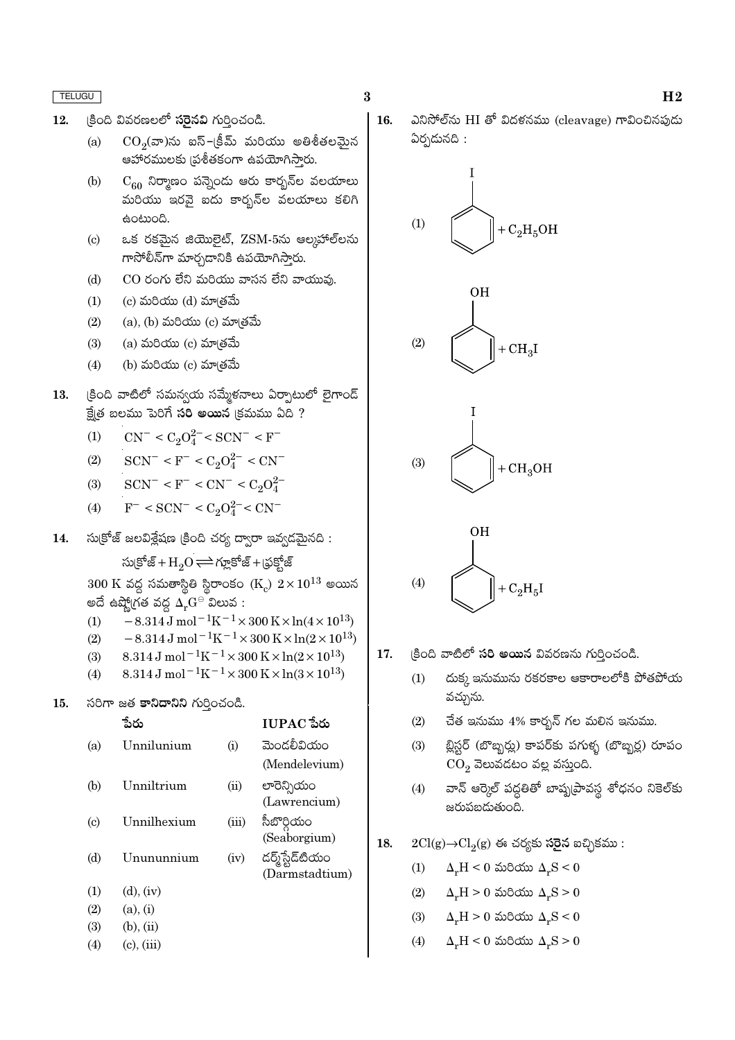12. క్రింది వివరణలలో **సరైనవి** గుర్తించండి.

    (a) $CO_2$(వా)ను ఐస్-క్రీమ్ మరియు అతిశీతలమైన ఆహారములకు ప్రశీతకంగా ఉపయోగిస్తారు.

    (b) $C_{60}$ నిర్మాణం పన్నెండు ఆరు కార్బన్‌ల వలయాలు మరియు ఇరవై ఐదు కార్బన్‌ల వలయాలు కలిగి ఉంటుంది.

    (c) ఒక రకమైన జియొలైట్, ZSM-5ను ఆల్కహాల్‌లను గాసోలీన్‌గా మార్చడానికి ఉపయోగిస్తారు.

    (d) CO రంగు లేని మరియు వాసన లేని వాయువు.

    (1) (c) మరియు (d) మాత్రమే

    (2) (a), (b) మరియు (c) మాత్రమే

    (3) (a) మరియు (c) మాత్రమే

    (4) (b) మరియు (c) మాత్రమే

13. క్రింది వాటిలో సమన్వయ సమ్మేళనాలు ఏర్పాటులో లైగాండ్ క్షేత్ర బలము పెరిగే **సరి అయిన** క్రమము ఏది ?

    (1) $CN^- < C_2O_4^{2-} < SCN^- < F^-$

    (2) $SCN^- < F^- < C_2O_4^{2-} < CN^-$

    (3) $SCN^- < F^- < CN^- < C_2O_4^{2-}$

    (4) $F^- < SCN^- < C_2O_4^{2-} < CN^-$

14. సుక్రోజ్ జలవిశ్లేషణ క్రింది చర్య ద్వారా ఇవ్వడమైనది :

    సుక్రోజ్ + $H_2O \rightleftharpoons$ గ్లూకోజ్ + ఫ్రక్టోజ్

    300 K వద్ద సమతాస్థితి స్థిరాంకం ($K_c$) $2 \times 10^{13}$ అయిన అదే ఉష్ణోగ్రత వద్ద $\Delta_r G^\ominus$ విలువ :

    (1) $-8.314\,\text{J mol}^{-1}\text{K}^{-1} \times 300\,\text{K} \times \ln(4 \times 10^{13})$

    (2) $-8.314\,\text{J mol}^{-1}\text{K}^{-1} \times 300\,\text{K} \times \ln(2 \times 10^{13})$

    (3) $8.314\,\text{J mol}^{-1}\text{K}^{-1} \times 300\,\text{K} \times \ln(2 \times 10^{13})$

    (4) $8.314\,\text{J mol}^{-1}\text{K}^{-1} \times 300\,\text{K} \times \ln(3 \times 10^{13})$

15. సరిగా జత **కానిదానిని** గుర్తించండి.

| | పేరు | | IUPAC పేరు |
|---|---|---|---|
| (a) | Unnilunium | (i) | మెండలీవియం (Mendelevium) |
| (b) | Unniltrium | (ii) | లారెన్షియం (Lawrencium) |
| (c) | Unnilhexium | (iii) | సీబోర్గియం (Seaborgium) |
| (d) | Unununnium | (iv) | డర్మ్‌స్టేడ్‌టియం (Darmstadtium) |

    (1) (d), (iv)

    (2) (a), (i)

    (3) (b), (ii)

    (4) (c), (iii)

16. ఎనిసోల్‌ను HI తో విదళనము (cleavage) గావించినపుడు ఏర్పడునది :

    (1) Iodobenzene (benzene ring with I) $+ C_2H_5OH$

    (2) Phenol (benzene ring with OH) $+ CH_3I$

    (3) Iodobenzene (benzene ring with I) $+ CH_3OH$

    (4) Phenol (benzene ring with OH) $+ C_2H_5I$

17. క్రింది వాటిలో **సరి అయిన** వివరణను గుర్తించండి.

    (1) దుక్క ఇనుమును రకరకాల ఆకారాలలోకి పోతపోయ వచ్చును.

    (2) చేత ఇనుము 4% కార్బన్ గల మలిన ఇనుము.

    (3) బ్లిస్టర్ (బొబ్బర్లు) కాపర్‌కు పగుళ్ళ (బొబ్బర్ల) రూపం $CO_2$ వెలువడటం వల్ల వస్తుంది.

    (4) వాన్ ఆర్కెల్ పద్ధతితో బాష్పప్రావస్థ శోధనం నికెల్‌కు జరుపబడుతుంది.

18. $2Cl(g) \rightarrow Cl_2(g)$ ఈ చర్యకు **సరైన** ఐచ్ఛికము :

    (1) $\Delta_r H < 0$ మరియు $\Delta_r S < 0$

    (2) $\Delta_r H > 0$ మరియు $\Delta_r S > 0$

    (3) $\Delta_r H > 0$ మరియు $\Delta_r S < 0$

    (4) $\Delta_r H < 0$ మరియు $\Delta_r S > 0$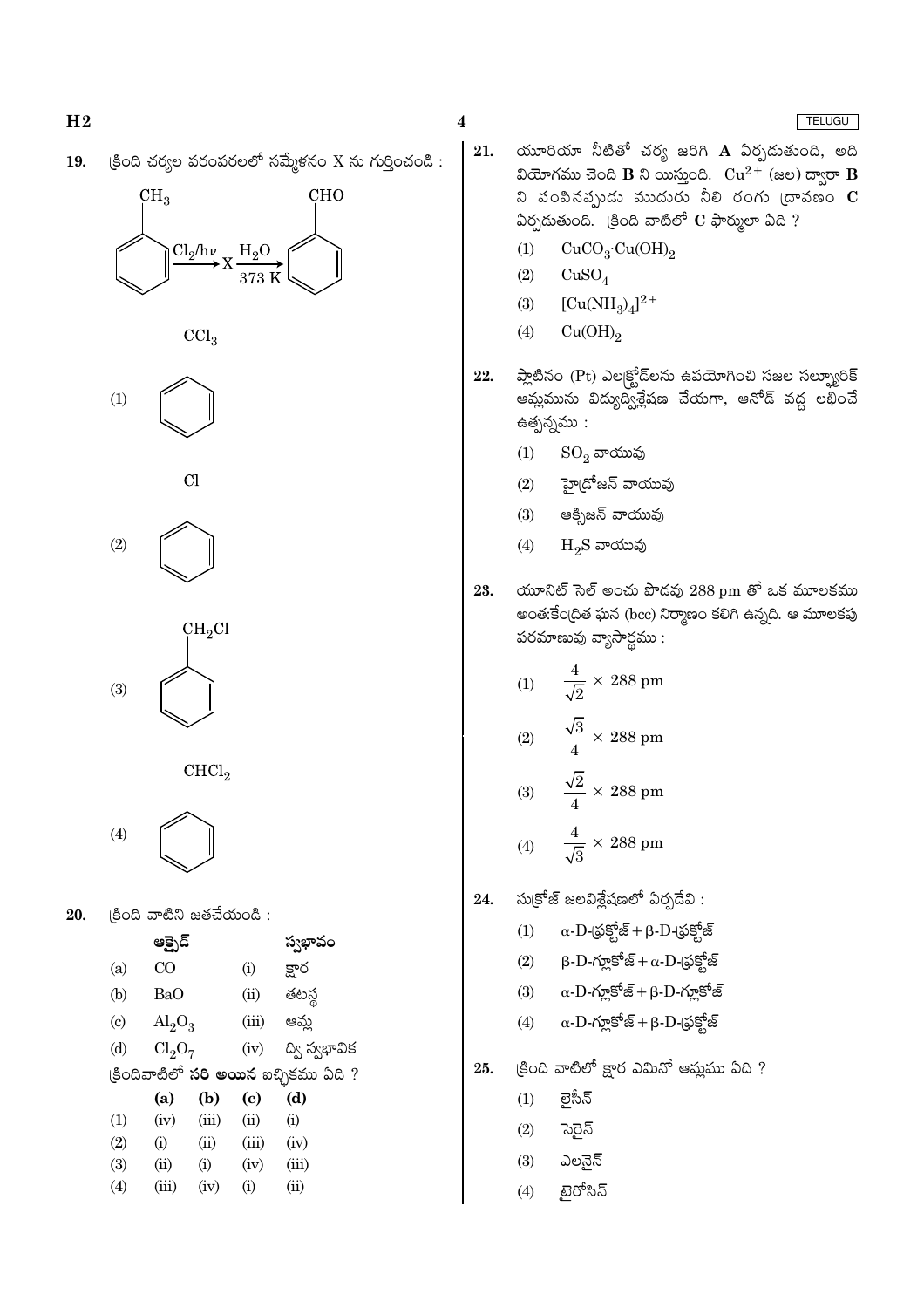19. క్రింది చర్యల పరంపరలలో సమ్మేళనం X ను గుర్తించండి :

(టొలుయీన్, $C_6H_5CH_3$) $\xrightarrow{Cl_2/h\nu}$ X $\xrightarrow[373\ K]{H_2O}$ (బెంజాల్డిహైడ్, $C_6H_5CHO$)

(1) $C_6H_5CCl_3$

(2) $C_6H_5Cl$

(3) $C_6H_5CH_2Cl$

(4) $C_6H_5CHCl_2$

20. క్రింది వాటిని జతచేయండి :

| | ఆక్సైడ్ | | స్వభావం |
|---|---|---|---|
| (a) | $CO$ | (i) | క్షార |
| (b) | $BaO$ | (ii) | తటస్థ |
| (c) | $Al_2O_3$ | (iii) | ఆమ్ల |
| (d) | $Cl_2O_7$ | (iv) | ద్వి స్వభావిక |

క్రిందివాటిలో **సరి అయిన** ఐచ్ఛికము ఏది ?

| | (a) | (b) | (c) | (d) |
|---|---|---|---|---|
| (1) | (iv) | (iii) | (ii) | (i) |
| (2) | (i) | (ii) | (iii) | (iv) |
| (3) | (ii) | (i) | (iv) | (iii) |
| (4) | (iii) | (iv) | (i) | (ii) |

21. యూరియా నీటితో చర్య జరిగి **A** ఏర్పడుతుంది, అది వియోగము చెంది **B** ని యిస్తుంది. $Cu^{2+}$ (జల) ద్వారా **B** ని పంపినప్పుడు ముదురు నీలి రంగు ద్రావణం **C** ఏర్పడుతుంది. క్రింది వాటిలో **C** ఫార్ములా ఏది ?

(1) $CuCO_3 \cdot Cu(OH)_2$

(2) $CuSO_4$

(3) $[Cu(NH_3)_4]^{2+}$

(4) $Cu(OH)_2$

22. ప్లాటినం (Pt) ఎలక్ట్రోడ్‌లను ఉపయోగించి సజల సల్ఫ్యూరిక్ ఆమ్లమును విద్యుద్విశ్లేషణ చేయగా, ఆనోడ్ వద్ద లభించే ఉత్పన్నము :

(1) $SO_2$ వాయువు

(2) హైడ్రోజన్ వాయువు

(3) ఆక్సిజన్ వాయువు

(4) $H_2S$ వాయువు

23. యూనిట్ సెల్ అంచు పొడవు 288 pm తో ఒక మూలకము అంతఃకేంద్రిత ఘన (bcc) నిర్మాణం కలిగి ఉన్నది. ఆ మూలకపు పరమాణువు వ్యాసార్థము :

(1) $\frac{4}{\sqrt{2}} \times 288$ pm

(2) $\frac{\sqrt{3}}{4} \times 288$ pm

(3) $\frac{\sqrt{2}}{4} \times 288$ pm

(4) $\frac{4}{\sqrt{3}} \times 288$ pm

24. సుక్రోజ్ జలవిశ్లేషణలో ఏర్పడేవి :

(1) α-D-ఫ్రక్టోజ్ + β-D-ఫ్రక్టోజ్

(2) β-D-గ్లూకోజ్ + α-D-ఫ్రక్టోజ్

(3) α-D-గ్లూకోజ్ + β-D-గ్లూకోజ్

(4) α-D-గ్లూకోజ్ + β-D-ఫ్రక్టోజ్

25. క్రింది వాటిలో క్షార ఎమినో ఆమ్లము ఏది ?

(1) లైసీన్

(2) సెరైన్

(3) ఎలనైన్

(4) టైరోసిన్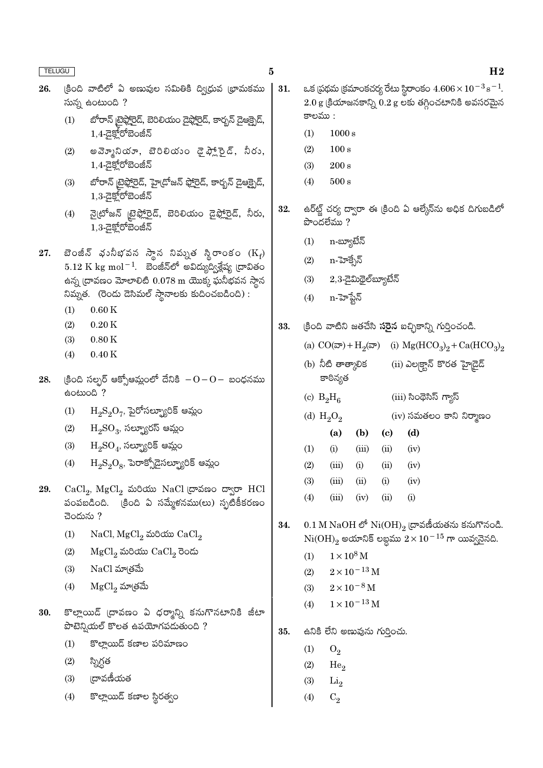26. క్రింది వాటిలో ఏ అణువుల సమితికి ద్విధ్రువ భ్రామకము సున్న ఉంటుంది ?

   (1) బోరాన్ ట్రైఫ్లోరైడ్, బెరిలియం డైఫ్లోరైడ్, కార్బన్ డైఆక్సైడ్, 1,4-డైక్లోరోబెంజీన్

   (2) అమ్మోనియా, బెరిలియం డైఫ్లోరైడ్, నీరు, 1,4-డైక్లోరోబెంజీన్

   (3) బోరాన్ ట్రైఫ్లోరైడ్, హైడ్రోజన్ ఫ్లోరైడ్, కార్బన్ డైఆక్సైడ్, 1,3-డైక్లోరోబెంజీన్

   (4) నైట్రోజన్ ట్రైఫ్లోరైడ్, బెరిలియం డైఫ్లోరైడ్, నీరు, 1,3-డైక్లోరోబెంజీన్

27. బెంజీన్ ఘనీభవన స్థాన నిమ్నత స్థిరాంకం ($K_f$) $5.12 \text{ K kg mol}^{-1}$. బెంజీన్‌లో అవిద్యుద్విశ్లేష్య ద్రావితం ఉన్న ద్రావణం మోలాలిటీ $0.078$ m యొక్క ఘనీభవన స్థాన నిమ్నత. (రెండు దెసిమల్ స్థానాలకు కుదించబడింది) :

   (1) 0.60 K

   (2) 0.20 K

   (3) 0.80 K

   (4) 0.40 K

28. క్రింది సల్ఫర్ ఆక్సోఆమ్లంలో దేనికి $-O-O-$ బంధనము ఉంటుంది ?

   (1) $H_2S_2O_7$, పైరోసల్ఫ్యూరిక్ ఆమ్లం

   (2) $H_2SO_3$, సల్ఫ్యూరస్ ఆమ్లం

   (3) $H_2SO_4$, సల్ఫ్యూరిక్ ఆమ్లం

   (4) $H_2S_2O_8$, పెరాక్సోడైసల్ఫ్యూరిక్ ఆమ్లం

29. $CaCl_2$, $MgCl_2$ మరియు $NaCl$ ద్రావణం ద్వారా HCl పంపబడింది. క్రింది ఏ సమ్మేళనము(లు) స్ఫటికీకరణం చెందును ?

   (1) $NaCl$, $MgCl_2$ మరియు $CaCl_2$

   (2) $MgCl_2$ మరియు $CaCl_2$ రెండు

   (3) $NaCl$ మాత్రమే

   (4) $MgCl_2$ మాత్రమే

30. కొల్లాయిడ్ ద్రావణం ఏ ధర్మాన్ని కనుగొనటానికి జీటా పొటెన్షియల్ కొలత ఉపయోగపడుతుంది ?

   (1) కొల్లాయిడ్ కణాల పరిమాణం

   (2) స్నిగ్ధత

   (3) ద్రావణీయత

   (4) కొల్లాయిడ్ కణాల స్థిరత్వం

31. ఒక ప్రథమ క్రమాంకచర్య రేటు స్థిరాంకం $4.606 \times 10^{-3} \text{ s}^{-1}$. $2.0$ g క్రియాజనకాన్ని $0.2$ g లకు తగ్గించటానికి అవసరమైన కాలము :

   (1) 1000 s

   (2) 100 s

   (3) 200 s

   (4) 500 s

32. ఉర్ట్జ్ చర్య ద్వారా ఈ క్రింది ఏ ఆల్కేన్‌ను అధిక దిగుబడిలో పొందలేము ?

   (1) n-బ్యూటేన్

   (2) n-హెక్సేన్

   (3) 2,3-డైమిథైల్‌బ్యూటేన్

   (4) n-హెప్టేన్

33. క్రింది వాటిని జతచేసి **సరైన** ఐచ్ఛికాన్ని గుర్తించండి.

   (a) $CO$(వా) $+ H_2$(వా) &nbsp;&nbsp; (i) $Mg(HCO_3)_2 + Ca(HCO_3)_2$

   (b) నీటి తాత్కాలిక కాఠిన్యత &nbsp;&nbsp; (ii) ఎలక్ట్రాన్ కొరత హైడ్రైడ్

   (c) $B_2H_6$ &nbsp;&nbsp; (iii) సింథెసిస్ గ్యాస్

   (d) $H_2O_2$ &nbsp;&nbsp; (iv) సమతలం కాని నిర్మాణం

|  | (a) | (b) | (c) | (d) |
|---|---|---|---|---|
| (1) | (i) | (iii) | (ii) | (iv) |
| (2) | (iii) | (i) | (ii) | (iv) |
| (3) | (iii) | (ii) | (i) | (iv) |
| (4) | (iii) | (iv) | (ii) | (i) |

34. $0.1$ M NaOH లో $Ni(OH)_2$ ద్రావణీయతను కనుగొనండి. $Ni(OH)_2$ అయానిక్ లబ్ధము $2 \times 10^{-15}$ గా యివ్వనైనది.

   (1) $1 \times 10^{8}$ M

   (2) $2 \times 10^{-13}$ M

   (3) $2 \times 10^{-8}$ M

   (4) $1 \times 10^{-13}$ M

35. ఉనికి లేని అణువును గుర్తించు.

   (1) $O_2$

   (2) $He_2$

   (3) $Li_2$

   (4) $C_2$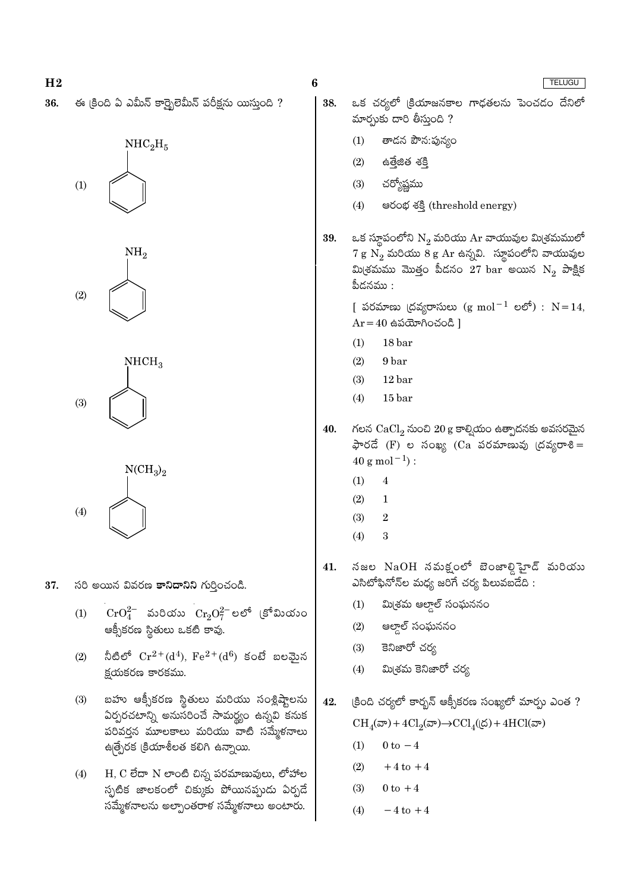36. ఈ క్రింది ఏ ఎమీన్ కార్బైలెమీన్ పరీక్షను యిస్తుంది ?

(1) $NHC_2H_5$ (benzene ring)

(2) $NH_2$ (benzene ring)

(3) $NHCH_3$ (benzene ring)

(4) $N(CH_3)_2$ (benzene ring)

37. సరి అయిన వివరణ **కానిదానిని** గుర్తించండి.

(1) $CrO_4^{2-}$ మరియు $Cr_2O_7^{2-}$ లలో క్రోమియం ఆక్సీకరణ స్థితులు ఒకటి కావు.

(2) నీటిలో $Cr^{2+}(d^4)$, $Fe^{2+}(d^6)$ కంటే బలమైన క్షయకరణ కారకము.

(3) బహు ఆక్సీకరణ స్థితులు మరియు సంశ్లిష్టాలను ఏర్పరచటాన్ని అనుసరించే సామర్థ్యం ఉన్నవి కనుక పరివర్తన మూలకాలు మరియు వాటి సమ్మేళనాలు ఉత్ప్రేరక క్రియాశీలత కలిగి ఉన్నాయి.

(4) H, C లేదా N లాంటి చిన్న పరమాణువులు, లోహాల స్ఫటిక జాలకంలో చిక్కుకు పోయినప్పుడు ఏర్పడే సమ్మేళనాలను అల్పాంతరాళ సమ్మేళనాలు అంటారు.

38. ఒక చర్యలో క్రియాజనకాల గాఢతలను పెంచడం దేనిలో మార్పుకు దారి తీస్తుంది ?

(1) తాడన పౌన:పున్యం

(2) ఉత్తేజిత శక్తి

(3) చర్యోష్ణము

(4) ఆరంభ శక్తి (threshold energy)

39. ఒక స్థూపంలోని $N_2$ మరియు Ar వాయువుల మిశ్రమములో 7 g $N_2$ మరియు 8 g Ar ఉన్నవి. స్థూపంలోని వాయువుల మిశ్రమము మొత్తం పీడనం 27 bar అయిన $N_2$ పాక్షిక పీడనము :

[ పరమాణు ద్రవ్యరాసులు ($g\ mol^{-1}$ లలో) : N = 14, Ar = 40 ఉపయోగించండి ]

(1) 18 bar

(2) 9 bar

(3) 12 bar

(4) 15 bar

40. గలన $CaCl_2$ నుంచి 20 g కాల్షియం ఉత్పాదనకు అవసరమైన ఫారడే (F) ల సంఖ్య (Ca పరమాణువు ద్రవ్యరాశి = 40 $g\ mol^{-1}$) :

(1) 4

(2) 1

(3) 2

(4) 3

41. నజల NaOH నమక్షంలో బెంజాల్డిహైడ్ మరియు ఎసిటోఫినోన్‌ల మధ్య జరిగే చర్య పిలువబడేది :

(1) మిశ్రమ ఆల్డాల్ సంఘననం

(2) ఆల్డాల్ సంఘననం

(3) కెనిజారో చర్య

(4) మిశ్రమ కెనిజారో చర్య

42. క్రింది చర్యలో కార్బన్ ఆక్సీకరణ సంఖ్యలో మార్పు ఎంత ?

$$CH_4(వా) + 4Cl_2(వా) \rightarrow CCl_4(ద్ర) + 4HCl(వా)$$

(1) 0 to −4

(2) +4 to +4

(3) 0 to +4

(4) −4 to +4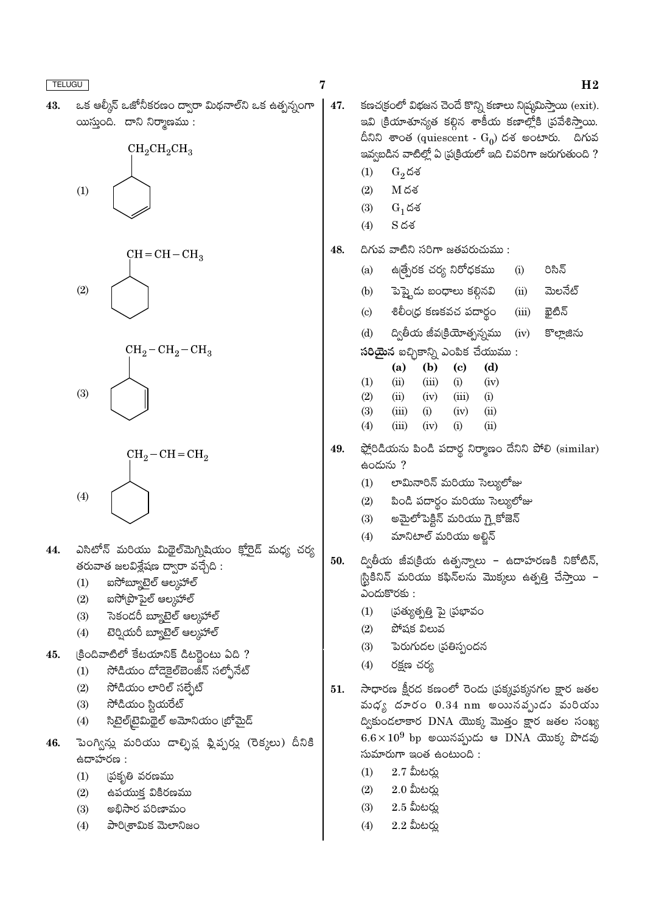43. ఒక ఆల్కీన్ ఒజోనీకరణం ద్వారా మిథనాల్‌ని ఒక ఉత్పన్నంగా యిస్తుంది. దాని నిర్మాణము :

(1) $CH_2CH_2CH_3$ ప్రతిక్షేపిత సైక్లోహెక్సీన్ (వలయంలో ద్విబంధం)

(2) $CH=CH-CH_3$ ప్రతిక్షేపిత సైక్లోహెక్సేన్

(3) $CH_2-CH_2-CH_3$ ప్రతిక్షేపిత సైక్లోహెక్సీన్ (వలయంలో ద్విబంధం)

(4) $CH_2-CH=CH_2$ ప్రతిక్షేపిత సైక్లోహెక్సేన్

44. ఎసిటోన్ మరియు మిథైల్‌మెగ్నిషియం క్లోరైడ్ మధ్య చర్య తరువాత జలవిశ్లేషణ ద్వారా వచ్చేది :
   (1) ఐసోబ్యూటైల్ ఆల్కహాల్
   (2) ఐసోప్రొపైల్ ఆల్కహాల్
   (3) సెకండరీ బ్యూటైల్ ఆల్కహాల్
   (4) టెర్షియరీ బ్యూటైల్ ఆల్కహాల్

45. క్రిందివాటిలో కేటయానిక్ డిటర్జెంటు ఏది ?
   (1) సోడియం డోడెకైల్‌బెంజీన్ సల్ఫోనేట్
   (2) సోడియం లారిల్ సల్ఫేట్
   (3) సోడియం స్టియరేట్
   (4) సిటైల్‌ట్రైమిథైల్ అమోనియం బ్రోమైడ్

46. పెంగ్విన్లు మరియు డాల్ఫిన్ల ఫ్లిప్పర్లు (రెక్కలు) దీనికి ఉదాహరణ :
   (1) ప్రకృతి వరణము
   (2) ఉపయుక్త వికిరణము
   (3) అభిసార పరిణామం
   (4) పారిశ్రామిక మెలానిజం

47. కణచక్రంలో విభజన చెందే కొన్ని కణాలు నిష్క్రమిస్తాయి (exit). ఇవి క్రియాశూన్యత కలిగిన శాకీయ కణాల్లోకి ప్రవేశిస్తాయి. దీనిని శాంత (quiescent - $G_0$) దశ అంటారు. దిగువ ఇవ్వబడిన వాటిల్లో ఏ ప్రక్రియలో ఇది చివరిగా జరుగుతుంది ?
   (1) $G_2$ దశ
   (2) M దశ
   (3) $G_1$ దశ
   (4) S దశ

48. దిగువ వాటిని సరిగా జతపరుచుము :

| | | | |
|---|---|---|---|
| (a) | ఉత్ప్రేరక చర్య నిరోధకము | (i) | రిసిన్ |
| (b) | పెప్టైడు బంధాలు కల్గినవి | (ii) | మెలనేట్ |
| (c) | శిలీంధ్ర కణకవచ పదార్థం | (iii) | కైటిన్ |
| (d) | ద్వితీయ జీవక్రియోత్పన్నము | (iv) | కొల్లాజిను |

**సరియైన** ఐచ్ఛికాన్ని ఎంపిక చేయుము :

| | (a) | (b) | (c) | (d) |
|---|---|---|---|---|
| (1) | (ii) | (iii) | (i) | (iv) |
| (2) | (ii) | (iv) | (iii) | (i) |
| (3) | (iii) | (i) | (iv) | (ii) |
| (4) | (iii) | (iv) | (i) | (ii) |

49. ఫ్లోరిడియను పిండి పదార్థ నిర్మాణం దేనిని పోలి (similar) ఉండును ?
   (1) లామినారిన్ మరియు సెల్యులోజు
   (2) పిండి పదార్థం మరియు సెల్యులోజు
   (3) అమైలోపెక్టిన్ మరియు గ్లైకోజెన్
   (4) మానిటాల్ మరియు అల్జిన్

50. ద్వితీయ జీవక్రియ ఉత్పన్నాలు – ఉదాహరణకి నికోటిన్, స్ట్రికినిన్ మరియు కఫిన్‌లను మొక్కలు ఉత్పత్తి చేస్తాయి – ఎందుకొరకు :
   (1) ప్రత్యుత్పత్తి పై ప్రభావం
   (2) పోషక విలువ
   (3) పెరుగుదల ప్రతిస్పందన
   (4) రక్షణ చర్య

51. సాధారణ క్షీరద కణంలో రెండు ప్రక్కప్రక్కనగల క్షార జతల మధ్య దూరం 0.34 nm అయినప్పుడు మరియు ద్వికుండలాకార DNA యొక్క మొత్తం క్షార జతల సంఖ్య $6.6 \times 10^9$ bp అయినప్పుడు ఆ DNA యొక్క పొడవు సుమారుగా ఇంత ఉంటుంది :
   (1) 2.7 మీటర్లు
   (2) 2.0 మీటర్లు
   (3) 2.5 మీటర్లు
   (4) 2.2 మీటర్లు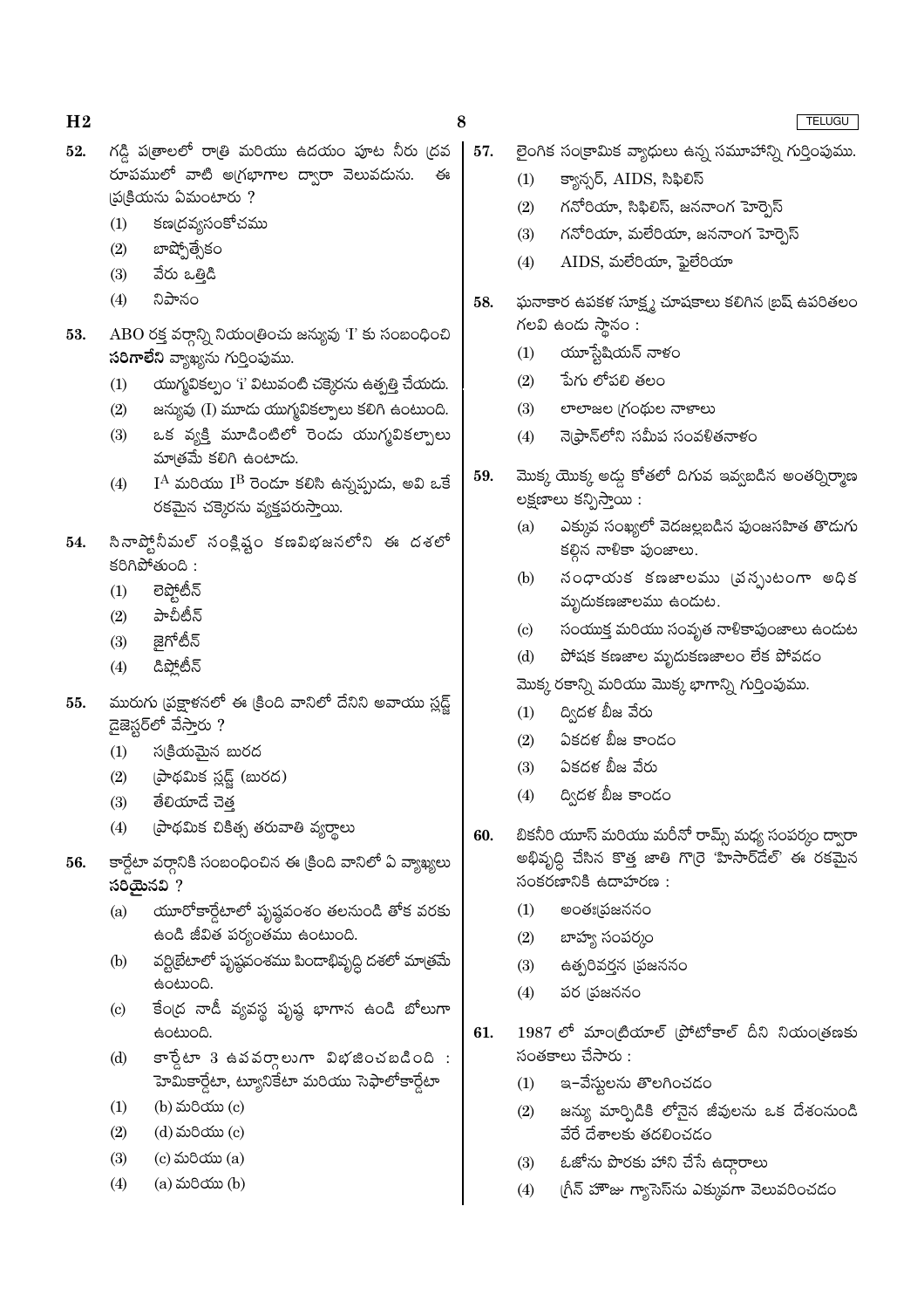52. గడ్డి పత్రాలలో రాత్రి మరియు ఉదయం పూట నీరు ద్రవ రూపములో వాటి అగ్రభాగాల ద్వారా వెలువడును. ఈ ప్రక్రియను ఏమంటారు ?

 (1) కణద్రవ్యసంకోచము
 (2) బాష్పోత్సేకం
 (3) వేరు ఒత్తిడి
 (4) నిపానం

53. ABO రక్త వర్గాన్ని నియంత్రించు జన్యువు 'I' కు సంబంధించి **సరిగాలేని** వ్యాఖ్యను గుర్తింపుము.

 (1) యుగ్మవికల్పం 'i' ఏటువంటి చక్కెరను ఉత్పత్తి చేయదు.
 (2) జన్యువు (I) మూడు యుగ్మవికల్పాలు కలిగి ఉంటుంది.
 (3) ఒక వ్యక్తి మూడింటిలో రెండు యుగ్మవికల్పాలు మాత్రమే కలిగి ఉంటాడు.
 (4) $I^A$ మరియు $I^B$ రెండూ కలిసి ఉన్నప్పుడు, అవి ఒకే రకమైన చక్కెరను వ్యక్తపరుస్తాయి.

54. సినాప్టోనీమల్ సంక్లిష్టం కణవిభజనలోని ఈ దశలో కరిగిపోతుంది :

 (1) లెప్టోటీన్
 (2) పాచీటీన్
 (3) జైగోటీన్
 (4) డిప్లోటీన్

55. మురుగు ప్రక్షాళనలో ఈ క్రింది వానిలో దేనిని అవాయు స్లడ్జ్ డైజెస్టర్‌లో వేస్తారు ?

 (1) సక్రియమైన బురద
 (2) ప్రాథమిక స్లడ్జ్ (బురద)
 (3) తేలియాడే చెత్త
 (4) ప్రాథమిక చికిత్స తరువాతి వ్యర్థాలు

56. కార్డేటా వర్గానికి సంబంధించిన ఈ క్రింది వానిలో ఏ వ్యాఖ్యలు **సరియైనవి** ?

 (a) యూరోకార్డేటాలో పృష్ఠవంశం తలనుండి తోక వరకు ఉండి జీవిత పర్యంతము ఉంటుంది.
 (b) వర్టిబ్రేటాలో పృష్ఠవంశము పిండాభివృద్ధి దశలో మాత్రమే ఉంటుంది.
 (c) కేంద్ర నాడీ వ్యవస్థ పృష్ఠ భాగాన ఉండి బోలుగా ఉంటుంది.
 (d) కార్డేటా 3 ఉపవర్గాలుగా విభజించబడింది : హెమికార్డేటా, ట్యూనికేటా మరియు సెఫాలోకార్డేటా

 (1) (b) మరియు (c)
 (2) (d) మరియు (c)
 (3) (c) మరియు (a)
 (4) (a) మరియు (b)

57. లైంగిక సంక్రామిక వ్యాధులు ఉన్న సమూహాన్ని గుర్తింపుము.

 (1) క్యాన్సర్, AIDS, సిఫిలిస్
 (2) గనోరియా, సిఫిలిస్, జననాంగ హెర్పెస్
 (3) గనోరియా, మలేరియా, జననాంగ హెర్పెస్
 (4) AIDS, మలేరియా, ఫైలేరియా

58. ఘనాకార ఉపకళ సూక్ష్మ చూషకాలు కలిగిన బ్రష్ ఉపరితలం గలవి ఉండు స్థానం :

 (1) యూస్టేషియన్ నాళం
 (2) పేగు లోపలి తలం
 (3) లాలాజల గ్రంథుల నాళాలు
 (4) నెఫ్రాన్‌లోని సమీప సంవలితనాళం

59. మొక్క యొక్క అడ్డు కోతలో దిగువ ఇవ్వబడిన అంతర్నిర్మాణ లక్షణాలు కన్పిస్తాయి :

 (a) ఎక్కువ సంఖ్యలో వెదజల్లబడిన పుంజసహిత తొడుగు కల్గిన నాళికా పుంజాలు.
 (b) సంధాయక కణజాలము ప్రస్ఫుటంగా అధిక మృదుకణజాలము ఉండుట.
 (c) సంయుక్త మరియు సంవృత నాళికాపుంజాలు ఉండుట
 (d) పోషక కణజాల మృదుకణజాలం లేక పోవడం

 మొక్క రకాన్ని మరియు మొక్క భాగాన్ని గుర్తింపుము.

 (1) ద్విదళ బీజ వేరు
 (2) ఏకదళ బీజ కాండం
 (3) ఏకదళ బీజ వేరు
 (4) ద్విదళ బీజ కాండం

60. బికనీరి యూస్ మరియు మరీనో రామ్స్ మధ్య సంపర్కం ద్వారా అభివృద్ధి చేసిన కొత్త జాతి గొర్రె 'హిసార్‌డేల్' ఈ రకమైన సంకరణానికి ఉదాహరణ :

 (1) అంతఃప్రజననం
 (2) బాహ్య సంపర్కం
 (3) ఉత్పరివర్తన ప్రజననం
 (4) పర ప్రజననం

61. 1987 లో మాంట్రియాల్ ప్రోటోకాల్ దీని నియంత్రణకు సంతకాలు చేసారు :

 (1) ఇ-వేస్టులను తొలగించడం
 (2) జన్యు మార్పిడికి లోనైన జీవులను ఒక దేశంనుండి వేరే దేశాలకు తరలించడం
 (3) ఓజోను పొరకు హాని చేసే ఉద్గారాలు
 (4) గ్రీన్ హౌజు గ్యాసెస్‌ను ఎక్కువగా వెలువరించడం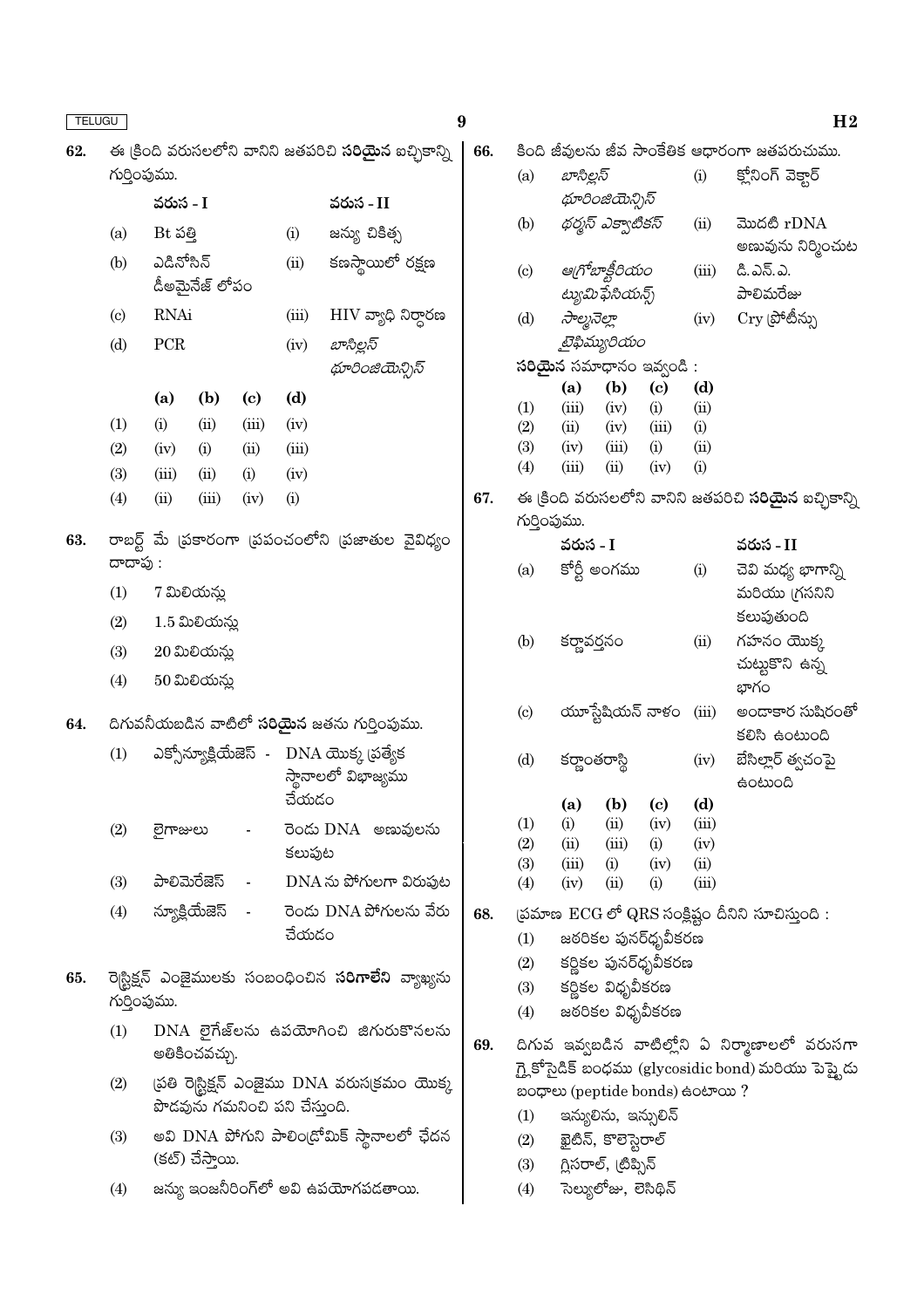62. ఈ క్రింది వరుసలలోని వానిని జతపరిచి **సరియైన** ఐచ్ఛికాన్ని గుర్తింపుము.

| | వరుస - I | | వరుస - II |
|---|---|---|---|
| (a) | Bt పత్తి | (i) | జన్యు చికిత్స |
| (b) | ఎడినోసిన్ డీఅమైనేజ్ లోపం | (ii) | కణస్థాయిలో రక్షణ |
| (c) | RNAi | (iii) | HIV వ్యాధి నిర్ధారణ |
| (d) | PCR | (iv) | *బాసిల్లస్ థూరింజియెన్సిస్* |

| | (a) | (b) | (c) | (d) |
|---|---|---|---|---|
| (1) | (i) | (ii) | (iii) | (iv) |
| (2) | (iv) | (i) | (ii) | (iii) |
| (3) | (iii) | (ii) | (i) | (iv) |
| (4) | (ii) | (iii) | (iv) | (i) |

63. రాబర్ట్ మే ప్రకారంగా ప్రపంచంలోని ప్రజాతుల వైవిధ్యం దాదాపు :

(1) 7 మిలియన్లు

(2) 1.5 మిలియన్లు

(3) 20 మిలియన్లు

(4) 50 మిలియన్లు

64. దిగువనీయబడిన వాటిలో **సరియైన** జతను గుర్తింపుము.

(1) ఎక్సోన్యూక్లియేజెస్ - DNA యొక్క ప్రత్యేక స్థానాలలో విభాజ్యము చేయడం

(2) లైగాజులు - రెండు DNA అణువులను కలుపుట

(3) పాలిమెరేజెస్ - DNA ను పోగులగా విరుపుట

(4) న్యూక్లియేజెస్ - రెండు DNA పోగులను వేరు చేయడం

65. రెస్ట్రిక్షన్ ఎంజైములకు సంబంధించిన **సరిగాలేని** వ్యాఖ్యను గుర్తింపుము.

(1) DNA లైగేజ్‌లను ఉపయోగించి జిగురుకొనలను అతికించవచ్చు.

(2) ప్రతి రెస్ట్రిక్షన్ ఎంజైము DNA వరుసక్రమం యొక్క పొడవును గమనించి పని చేస్తుంది.

(3) అవి DNA పోగుని పాలిండ్రోమిక్ స్థానాలలో ఛేదన (కట్) చేస్తాయి.

(4) జన్యు ఇంజనీరింగ్‌లో అవి ఉపయోగపడతాయి.

66. కింది జీవులను జీవ సాంకేతిక ఆధారంగా జతపరుచుము.

| | | | |
|---|---|---|---|
| (a) | *బాసిల్లస్ థూరింజియెన్సిస్* | (i) | క్లోనింగ్ వెక్టార్ |
| (b) | *థర్మస్ ఎక్వాటికస్* | (ii) | మొదటి rDNA అణువును నిర్మించుట |
| (c) | *ఆగ్రోబాక్టీరియం ట్యుమిఫేసియన్స్* | (iii) | డి.ఎన్.ఎ. పాలిమరేజు |
| (d) | *సాల్మనెల్లా టైఫిమ్యూరియం* | (iv) | Cry ప్రోటీన్లు |

**సరియైన** సమాధానం ఇవ్వండి :

| | (a) | (b) | (c) | (d) |
|---|---|---|---|---|
| (1) | (iii) | (iv) | (i) | (ii) |
| (2) | (ii) | (iv) | (iii) | (i) |
| (3) | (iv) | (iii) | (i) | (ii) |
| (4) | (iii) | (ii) | (iv) | (i) |

67. ఈ క్రింది వరుసలలోని వానిని జతపరిచి **సరియైన** ఐచ్ఛికాన్ని గుర్తింపుము.

| | వరుస - I | | వరుస - II |
|---|---|---|---|
| (a) | కోర్టీ అంగము | (i) | చెవి మధ్య భాగాన్ని మరియు గ్రసనిని కలుపుతుంది |
| (b) | కర్ణావర్తనం | (ii) | గహనం యొక్క చుట్టుకొని ఉన్న భాగం |
| (c) | యూస్టేషియన్ నాళం | (iii) | అండాకార సుషిరంతో కలిసి ఉంటుంది |
| (d) | కర్ణాంతరాస్థి | (iv) | బేసిల్లార్ త్వచంపై ఉంటుంది |

| | (a) | (b) | (c) | (d) |
|---|---|---|---|---|
| (1) | (i) | (ii) | (iv) | (iii) |
| (2) | (ii) | (iii) | (i) | (iv) |
| (3) | (iii) | (i) | (iv) | (ii) |
| (4) | (iv) | (ii) | (i) | (iii) |

68. ప్రమాణ ECG లో QRS సంక్లిష్టం దీనిని సూచిస్తుంది :

(1) జఠరికల పునర్ధృవీకరణ

(2) కర్ణికల పునర్ధృవీకరణ

(3) కర్ణికల విధృవీకరణ

(4) జఠరికల విధృవీకరణ

69. దిగువ ఇవ్వబడిన వాటిల్లోని ఏ నిర్మాణాలలో వరుసగా గ్లైకోసైడిక్ బంధము (glycosidic bond) మరియు పెప్టైడు బంధాలు (peptide bonds) ఉంటాయి ?

(1) ఇన్యులిను, ఇన్సులిన్

(2) కైటిన్, కొలెస్టెరాల్

(3) గ్లిసరాల్, ట్రిప్సిన్

(4) సెల్యులోజు, లెసిథిన్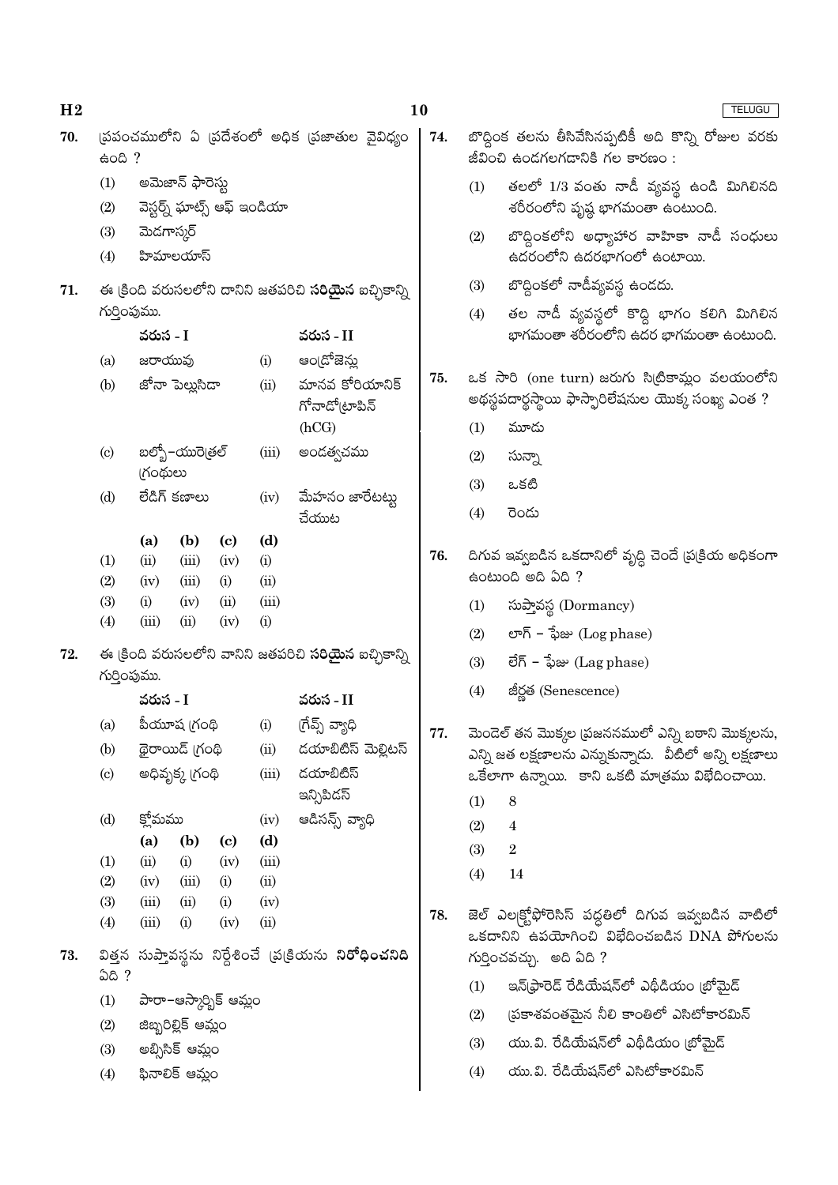70. ప్రపంచములోని ఏ ప్రదేశంలో అధిక ప్రజాతుల వైవిధ్యం ఉంది ?

   (1) అమెజాన్ ఫారెస్టు
   (2) వెస్టర్న్ ఘాట్స్ ఆఫ్ ఇండియా
   (3) మెడగాస్కర్
   (4) హిమాలయాస్

71. ఈ క్రింది వరుసలలోని దానిని జతపరిచి **సరియైన** ఐచ్ఛికాన్ని గుర్తింపుము.

| | వరుస - I | | వరుస - II |
|---|---|---|---|
| (a) | జరాయువు | (i) | ఆండ్రోజెన్లు |
| (b) | జోనా పెల్లుసిడా | (ii) | మానవ కోరియానిక్ గోనాడోట్రాపిన్ (hCG) |
| (c) | బల్బో-యురెత్రల్ గ్రంథులు | (iii) | అండత్వచము |
| (d) | లేడిగ్ కణాలు | (iv) | మేహనం జారేటట్టు చేయుట |

| | (a) | (b) | (c) | (d) |
|---|---|---|---|---|
| (1) | (ii) | (iii) | (iv) | (i) |
| (2) | (iv) | (iii) | (i) | (ii) |
| (3) | (i) | (iv) | (ii) | (iii) |
| (4) | (iii) | (ii) | (iv) | (i) |

72. ఈ క్రింది వరుసలలోని వానిని జతపరిచి **సరియైన** ఐచ్ఛికాన్ని గుర్తింపుము.

| | వరుస - I | | వరుస - II |
|---|---|---|---|
| (a) | పీయూష గ్రంథి | (i) | గ్రేవ్స్ వ్యాధి |
| (b) | థైరాయిడ్ గ్రంథి | (ii) | డయాబిటిస్ మెల్లిటస్ |
| (c) | అధివృక్క గ్రంథి | (iii) | డయాబిటిస్ ఇన్సిపిడస్ |
| (d) | క్లోమము | (iv) | ఆడిసన్స్ వ్యాధి |

| | (a) | (b) | (c) | (d) |
|---|---|---|---|---|
| (1) | (ii) | (i) | (iv) | (iii) |
| (2) | (iv) | (iii) | (i) | (ii) |
| (3) | (iii) | (ii) | (i) | (iv) |
| (4) | (iii) | (i) | (iv) | (ii) |

73. విత్తన సుప్తావస్థను నిర్దేశించే ప్రక్రియను **నిరోధించనిది** ఏది ?

   (1) పారా-ఆస్కార్బిక్ ఆమ్లం
   (2) జిబ్బరెల్లిక్ ఆమ్లం
   (3) అబ్సిసిక్ ఆమ్లం
   (4) ఫినాలిక్ ఆమ్లం

74. బొద్దింక తలను తీసివేసినప్పటికీ అది కొన్ని రోజుల వరకు జీవించి ఉండగలగడానికి గల కారణం :

   (1) తలలో 1/3 వంతు నాడీ వ్యవస్థ ఉండి మిగిలినది శరీరంలోని పృష్ఠ భాగమంతా ఉంటుంది.
   (2) బొద్దింకలోని అధ్యాహార వాహికా నాడీ సంధులు ఉదరంలోని ఉదరభాగంలో ఉంటాయి.
   (3) బొద్దింకలో నాడీవ్యవస్థ ఉండదు.
   (4) తల నాడీ వ్యవస్థలో కొద్ది భాగం కలిగి మిగిలిన భాగమంతా శరీరంలోని ఉదర భాగమంతా ఉంటుంది.

75. ఒక సారి (one turn) జరుగు సిట్రికామ్లం వలయంలోని అథస్థపదార్థస్థాయి ఫాస్ఫారిలేషనుల యొక్క సంఖ్య ఎంత ?

   (1) మూడు
   (2) సున్నా
   (3) ఒకటి
   (4) రెండు

76. దిగువ ఇవ్వబడిన ఒకదానిలో వృద్ధి చెందే ప్రక్రియ అధికంగా ఉంటుంది అది ఏది ?

   (1) సుప్తావస్థ (Dormancy)
   (2) లాగ్ - ఫేజు (Log phase)
   (3) లేగ్ - ఫేజు (Lag phase)
   (4) జీర్ణత (Senescence)

77. మెండెల్ తన మొక్కల ప్రజననములో ఎన్ని బఠాని మొక్కలను, ఎన్ని జత లక్షణాలను ఎన్నుకున్నాడు. వీటిలో అన్ని లక్షణాలు ఒకేలాగా ఉన్నాయి. కాని ఒకటి మాత్రము విభేదించాయి.

   (1) 8
   (2) 4
   (3) 2
   (4) 14

78. జెల్ ఎలక్ట్రోఫోరెసిస్ పద్ధతిలో దిగువ ఇవ్వబడిన వాటిలో ఒకదానిని ఉపయోగించి విభేదించబడిన DNA పోగులను గుర్తించవచ్చు. అది ఏది ?

   (1) ఇన్‌ఫ్రారెడ్ రేడియేషన్‌లో ఎథీడియం బ్రోమైడ్
   (2) ప్రకాశవంతమైన నీలి కాంతిలో ఎసిటోకారమిన్
   (3) యు.వి. రేడియేషన్‌లో ఎథీడియం బ్రోమైడ్
   (4) యు.వి. రేడియేషన్‌లో ఎసిటోకారమిన్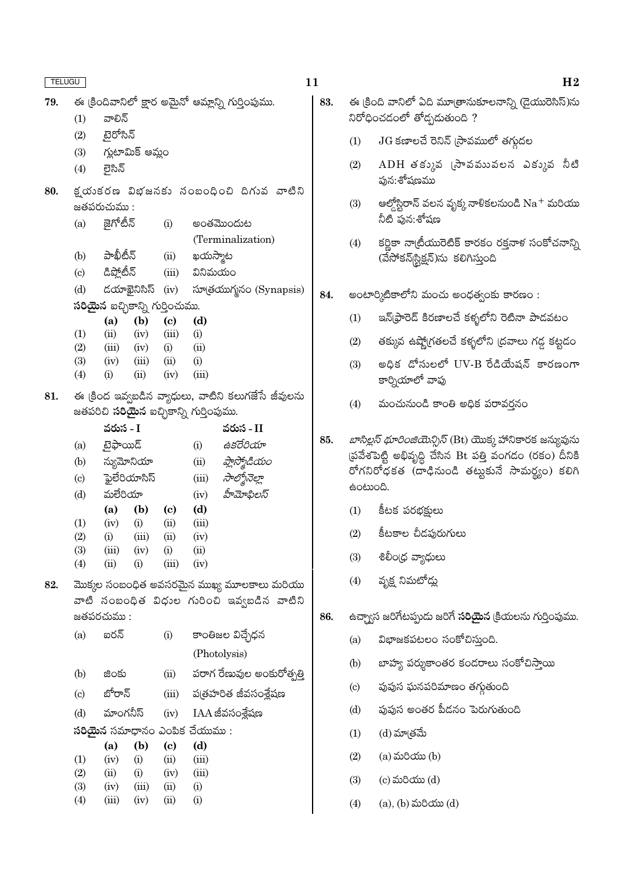79. ఈ క్రిందివానిలో క్షార అమైనో ఆమ్లాన్ని గుర్తింపుము.

(1) వాలిన్

(2) టైరోసిన్

(3) గ్లుటామిక్ ఆమ్లం

(4) లైసిన్

80. క్షయకరణ విభజనకు సంబంధించి దిగువ వాటిని జతపరచుము :

| | | | |
|---|---|---|---|
| (a) | జైగోటీన్ | (i) | అంతమొందుట (Terminalization) |
| (b) | పాఖీటీన్ | (ii) | ఖయస్మాటా |
| (c) | డిప్లోటీన్ | (iii) | వినిమయం |
| (d) | డయాకైనిసిస్ | (iv) | సూత్రయుగ్మనం (Synapsis) |

**సరియైన** ఐచ్ఛికాన్ని గుర్తించుము.

| | (a) | (b) | (c) | (d) |
|---|---|---|---|---|
| (1) | (ii) | (iv) | (iii) | (i) |
| (2) | (iii) | (iv) | (i) | (ii) |
| (3) | (iv) | (iii) | (ii) | (i) |
| (4) | (i) | (ii) | (iv) | (iii) |

81. ఈ క్రింద ఇవ్వబడిన వ్యాధులు, వాటిని కలుగజేసే జీవులను జతపరిచి **సరియైన** ఐచ్ఛికాన్ని గుర్తింపుము.

| | వరుస - I | | వరుస - II |
|---|---|---|---|
| (a) | టైఫాయిడ్ | (i) | *ఉకరేరియా* |
| (b) | న్యుమోనియా | (ii) | *ప్లాస్మోడియం* |
| (c) | ఫైలేరియాసిస్ | (iii) | *సాల్మోనెల్లా* |
| (d) | మలేరియా | (iv) | *హీమోఫిలస్* |

| | (a) | (b) | (c) | (d) |
|---|---|---|---|---|
| (1) | (iv) | (i) | (ii) | (iii) |
| (2) | (i) | (iii) | (ii) | (iv) |
| (3) | (iii) | (iv) | (i) | (ii) |
| (4) | (ii) | (i) | (iii) | (iv) |

82. మొక్కల సంబంధిత అవసరమైన ముఖ్య మూలకాలు మరియు వాటి సంబంధిత విధుల గురించి ఇవ్వబడిన వాటిని జతపరచుము :

| | | | |
|---|---|---|---|
| (a) | ఐరన్ | (i) | కాంతిజల విచ్ఛేధన (Photolysis) |
| (b) | జింకు | (ii) | పరాగ రేణువుల అంకురోత్పత్తి |
| (c) | బోరాన్ | (iii) | పత్రహరిత జీవసంశ్లేషణ |
| (d) | మాంగనీస్ | (iv) | IAA జీవసంశ్లేషణ |

**సరియైన** సమాధానం ఎంపిక చేయుము :

| | (a) | (b) | (c) | (d) |
|---|---|---|---|---|
| (1) | (iv) | (i) | (ii) | (iii) |
| (2) | (ii) | (i) | (iv) | (iii) |
| (3) | (iv) | (iii) | (ii) | (i) |
| (4) | (iii) | (iv) | (ii) | (i) |

83. ఈ క్రింది వానిలో ఏది మూత్రానుకూలనాన్ని (డైయురెసిస్)ను నిరోధించడంలో తోడ్పడుతుంది ?

(1) JG కణాలచే రెనిన్ స్రావములో తగ్గుదల

(2) ADH తక్కువ స్రావమువలన ఎక్కువ నీటి పున:శోషణము

(3) ఆల్డోస్టిరాన్ వలన వృక్క నాళికలనుండి $Na^+$ మరియు నీటి పున:శోషణ

(4) కర్ణికా నాట్రియురెటిక్ కారకం రక్తనాళ సంకోచనాన్ని (వేసోకన్‌స్ట్రిక్షన్)ను కలిగిస్తుంది

84. అంటార్కిటికాలోని మంచు అంధత్వంకు కారణం :

(1) ఇన్‌ఫ్రారెడ్ కిరణాలచే కళ్ళలోని రెటినా పాడవటం

(2) తక్కువ ఉష్ణోగ్రతలచే కళ్ళలోని ద్రవాలు గడ్డ కట్టడం

(3) అధిక డోసులలో UV-B రేడియేషన్ కారణంగా కార్నియాలో వాపు

(4) మంచునుండి కాంతి అధిక పరావర్తనం

85. *బాసిల్లస్ థూరింజియెన్సిస్* (Bt) యొక్క హానికారక జన్యువును ప్రవేశపెట్టి అభివృద్ధి చేసిన Bt పత్తి వంగడం (రకం) దీనికి రోగనిరోధకత (దాడినుండి తట్టుకునే సామర్థ్యం) కలిగి ఉంటుంది.

(1) కీటక పరభక్షులు

(2) కీటకాల చీడపురుగులు

(3) శిలీంధ్ర వ్యాధులు

(4) వృక్ష నిమటోడ్లు

86. ఉచ్ఛ్వాస జరిగేటప్పుడు జరిగే **సరియైన** క్రియలను గుర్తింపుము.

(a) విభాజకపటలం సంకోచిస్తుంది.

(b) బాహ్య పర్శుకాంతర కండరాలు సంకోచిస్తాయి

(c) పుపుస ఘనపరిమాణం తగ్గుతుంది

(d) పుపుస అంతర పీడనం పెరుగుతుంది

(1) (d) మాత్రమే

(2) (a) మరియు (b)

(3) (c) మరియు (d)

(4) (a), (b) మరియు (d)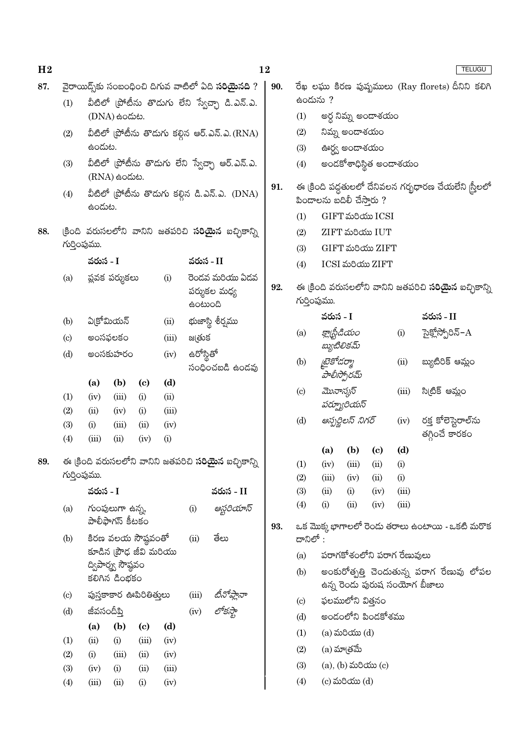87. వైరాయిడ్స్‌కు సంబంధించి దిగువ వాటిలో ఏది **సరియైనది** ?

(1) వీటిలో ప్రోటీను తొడుగు లేని స్వేచ్ఛా డి.ఎన్.ఎ. (DNA) ఉండుట.

(2) వీటిలో ప్రోటీను తొడుగు కల్గిన ఆర్.ఎన్.ఎ. (RNA) ఉండుట.

(3) వీటిలో ప్రోటీను తొడుగు లేని స్వేచ్ఛా ఆర్.ఎన్.ఎ. (RNA) ఉండుట.

(4) వీటిలో ప్రోటీను తొడుగు కల్గిన డి.ఎన్.ఎ. (DNA) ఉండుట.

88. క్రింది వరుసలలోని వానిని జతపరిచి **సరియైన** ఐచ్ఛికాన్ని గుర్తింపుము.

| | వరుస - I | | వరుస - II |
|---|---|---|---|
| (a) | ప్లవక పర్శుకలు | (i) | రెండవ మరియు ఏడవ పర్శుకల మధ్య ఉంటుంది |
| (b) | ఏక్రోమియన్ | (ii) | భుజాస్థి శీర్షము |
| (c) | అంసఫలకం | (iii) | జత్రుక |
| (d) | అంసకుహరం | (iv) | ఉరోస్థితో సంధించబడి ఉండవు |

| | (a) | (b) | (c) | (d) |
|---|---|---|---|---|
| (1) | (iv) | (iii) | (i) | (ii) |
| (2) | (ii) | (iv) | (i) | (iii) |
| (3) | (i) | (iii) | (ii) | (iv) |
| (4) | (iii) | (ii) | (iv) | (i) |

89. ఈ క్రింది వరుసలలోని వానిని జతపరిచి **సరియైన** ఐచ్ఛికాన్ని గుర్తింపుము.

| | వరుస - I | | వరుస - II |
|---|---|---|---|
| (a) | గుంపులుగా ఉన్న, పాలీఫాగస్ కీటకం | (i) | *ఆస్టరియాస్* |
| (b) | కిరణ వలయ సౌష్ఠవంతో కూడిన ప్రౌఢ జీవి మరియు ద్విపార్శ్వ సౌష్ఠవం కలిగిన డింభకం | (ii) | తేలు |
| (c) | పుస్తకాకార ఊపిరితిత్తులు | (iii) | *టీనోప్లానా* |
| (d) | జీవసందీప్తి | (iv) | *లోకస్టా* |

| | (a) | (b) | (c) | (d) |
|---|---|---|---|---|
| (1) | (ii) | (i) | (iii) | (iv) |
| (2) | (i) | (iii) | (ii) | (iv) |
| (3) | (iv) | (i) | (ii) | (iii) |
| (4) | (iii) | (ii) | (i) | (iv) |

90. రేఖ లఘు కిరణ పుష్పములు (Ray florets) దీనిని కలిగి ఉండును ?

(1) అర్ధ నిమ్న అండాశయం

(2) నిమ్న అండాశయం

(3) ఊర్ధ్వ అండాశయం

(4) అండకోశాధిస్థిత అండాశయం

91. ఈ క్రింది పద్ధతులలో దేనివలన గర్భధారణ చేయలేని స్త్రీలలో పిండాలను బదిలీ చేస్తారు ?

(1) GIFT మరియు ICSI

(2) ZIFT మరియు IUT

(3) GIFT మరియు ZIFT

(4) ICSI మరియు ZIFT

92. ఈ క్రింది వరుసలలోని వానిని జతపరిచి **సరియైన** ఐచ్ఛికాన్ని గుర్తింపుము.

| | వరుస - I | | వరుస - II |
|---|---|---|---|
| (a) | *క్లాస్ట్రీడియం బ్యుటిలికమ్* | (i) | సైక్లోస్పోరిన్–A |
| (b) | *ట్రైకోడర్మా పాలీస్పోరమ్* | (ii) | బ్యుటిరిక్ ఆమ్లం |
| (c) | *మొనాస్కస్ పర్ప్యూరియస్* | (iii) | సిట్రిక్ ఆమ్లం |
| (d) | *ఆస్పర్జిలస్ నిగర్* | (iv) | రక్త కోలెస్టెరాల్‌ను తగ్గించే కారకం |

| | (a) | (b) | (c) | (d) |
|---|---|---|---|---|
| (1) | (iv) | (iii) | (ii) | (i) |
| (2) | (iii) | (iv) | (ii) | (i) |
| (3) | (ii) | (i) | (iv) | (iii) |
| (4) | (i) | (ii) | (iv) | (iii) |

93. ఒక మొక్క భాగాలలో రెండు తరాలు ఉంటాయి - ఒకటి మరొక దానిలో :

(a) పరాగకోశంలోని పరాగ రేణువులు

(b) అంకురోత్పత్తి చెందుతున్న పరాగ రేణువు లోపల ఉన్న రెండు పురుష సంయోగ బీజాలు

(c) ఫలములోని విత్తనం

(d) అండంలోని పిండకోశము

(1) (a) మరియు (d)

(2) (a) మాత్రమే

(3) (a), (b) మరియు (c)

(4) (c) మరియు (d)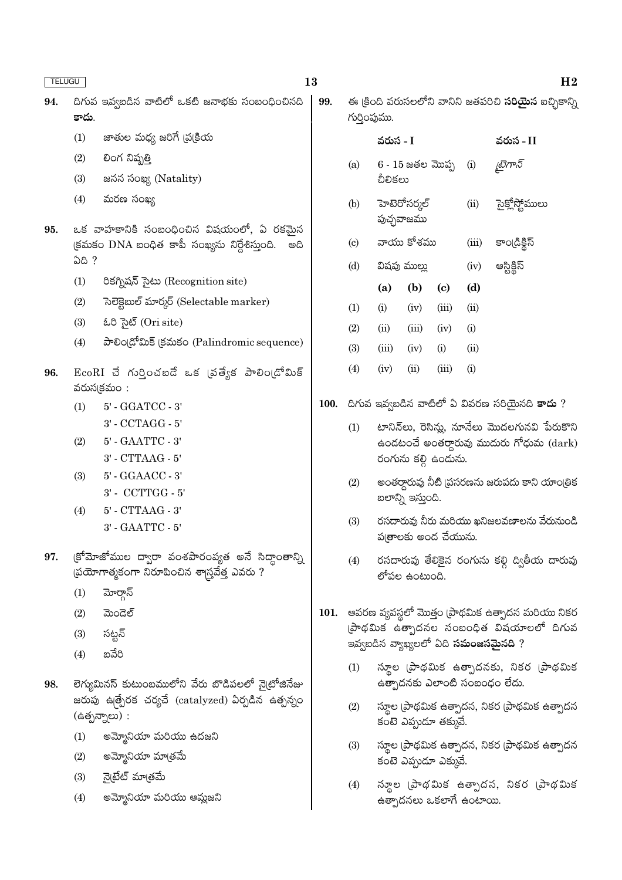94. దిగువ ఇవ్వబడిన వాటిలో ఒకటి జనాభకు సంబంధించినది **కాదు**.

(1) జాతుల మధ్య జరిగే ప్రక్రియ

(2) లింగ నిష్పత్తి

(3) జనన సంఖ్య (Natality)

(4) మరణ సంఖ్య

95. ఒక వాహకానికి సంబంధించిన విషయంలో, ఏ రకమైన క్రమకం DNA బంధిత కాపీ సంఖ్యను నిర్దేశిస్తుంది. అది ఏది ?

(1) రికగ్నిషన్ సైటు (Recognition site)

(2) సెలెక్టెబుల్ మార్కర్ (Selectable marker)

(3) ఓరి సైట్ (Ori site)

(4) పాలింద్రోమిక్ క్రమకం (Palindromic sequence)

96. EcoRI చే గుర్తించబడే ఒక ప్రత్యేక పాలింద్రోమిక్ వరుసక్రమం :

(1) 5' - GGATCC - 3'
3' - CCTAGG - 5'

(2) 5' - GAATTC - 3'
3' - CTTAAG - 5'

(3) 5' - GGAACC - 3'
3' - CCTTGG - 5'

(4) 5' - CTTAAG - 3'
3' - GAATTC - 5'

97. క్రోమోజోముల ద్వారా వంశపారంపర్యత అనే సిద్ధాంతాన్ని ప్రయోగాత్మకంగా నిరూపించిన శాస్త్రవేత్త ఎవరు ?

(1) మోర్గాన్

(2) మెండెల్

(3) సట్టన్

(4) బవేరి

98. లెగ్యుమినస్ కుటుంబములోని వేరు బొడిపలలో నైట్రోజినేజు జరుపు ఉత్ప్రేరక చర్యచే (catalyzed) ఏర్పడిన ఉత్పన్నం (ఉత్పన్నాలు) :

(1) అమ్మోనియా మరియు ఉదజని

(2) అమ్మోనియా మాత్రమే

(3) నైట్రేట్ మాత్రమే

(4) అమ్మోనియా మరియు ఆమ్లజని

99. ఈ క్రింది వరుసలలోని వానిని జతపరిచి **సరియైన** ఐచ్ఛికాన్ని గుర్తింపుము.

| | వరుస - I | | వరుస - II |
|---|---|---|---|
| (a) | 6 - 15 జతల మొప్ప చీలికలు | (i) | ట్రైగాన్ |
| (b) | హెటెరోసర్కల్ పుచ్ఛవాజము | (ii) | సైక్లోస్టోములు |
| (c) | వాయు కోశము | (iii) | కాండ్రిక్తీస్ |
| (d) | విషపు ముల్లు | (iv) | ఆస్టిక్తీస్ |

| | (a) | (b) | (c) | (d) |
|---|---|---|---|---|
| (1) | (i) | (iv) | (iii) | (ii) |
| (2) | (ii) | (iii) | (iv) | (i) |
| (3) | (iii) | (iv) | (i) | (ii) |
| (4) | (iv) | (ii) | (iii) | (i) |

100. దిగువ ఇవ్వబడిన వాటిలో ఏ వివరణ సరియైనది **కాదు** ?

(1) టానిన్‌లు, రెసిన్లు, నూనేలు మొదలగునవి పేరుకొని ఉండటంచే అంతర్దారువు ముదురు గోధుమ (dark) రంగును కల్గి ఉండును.

(2) అంతర్దారువు నీటి ప్రసరణను జరుపదు కాని యాంత్రిక బలాన్ని ఇస్తుంది.

(3) రసదారువు నీరు మరియు ఖనిజలవణాలను వేరునుండి పత్రాలకు అంద చేయును.

(4) రసదారువు తేలికైన రంగును కల్గి ద్వితీయ దారువు లోపల ఉంటుంది.

101. ఆవరణ వ్యవస్థలో మొత్తం ప్రాథమిక ఉత్పాదన మరియు నికర ప్రాథమిక ఉత్పాదనల సంబంధిత విషయాలలో దిగువ ఇవ్వబడిన వ్యాఖ్యలలో ఏది **సమంజసమైనది** ?

(1) స్థూల ప్రాథమిక ఉత్పాదనకు, నికర ప్రాథమిక ఉత్పాదనకు ఎలాంటి సంబంధం లేదు.

(2) స్థూల ప్రాథమిక ఉత్పాదన, నికర ప్రాథమిక ఉత్పాదన కంటె ఎప్పుడూ తక్కువే.

(3) స్థూల ప్రాథమిక ఉత్పాదన, నికర ప్రాథమిక ఉత్పాదన కంటె ఎప్పుడూ ఎక్కువే.

(4) స్థూల ప్రాథమిక ఉత్పాదన, నికర ప్రాథమిక ఉత్పాదనలు ఒకలాగే ఉంటాయి.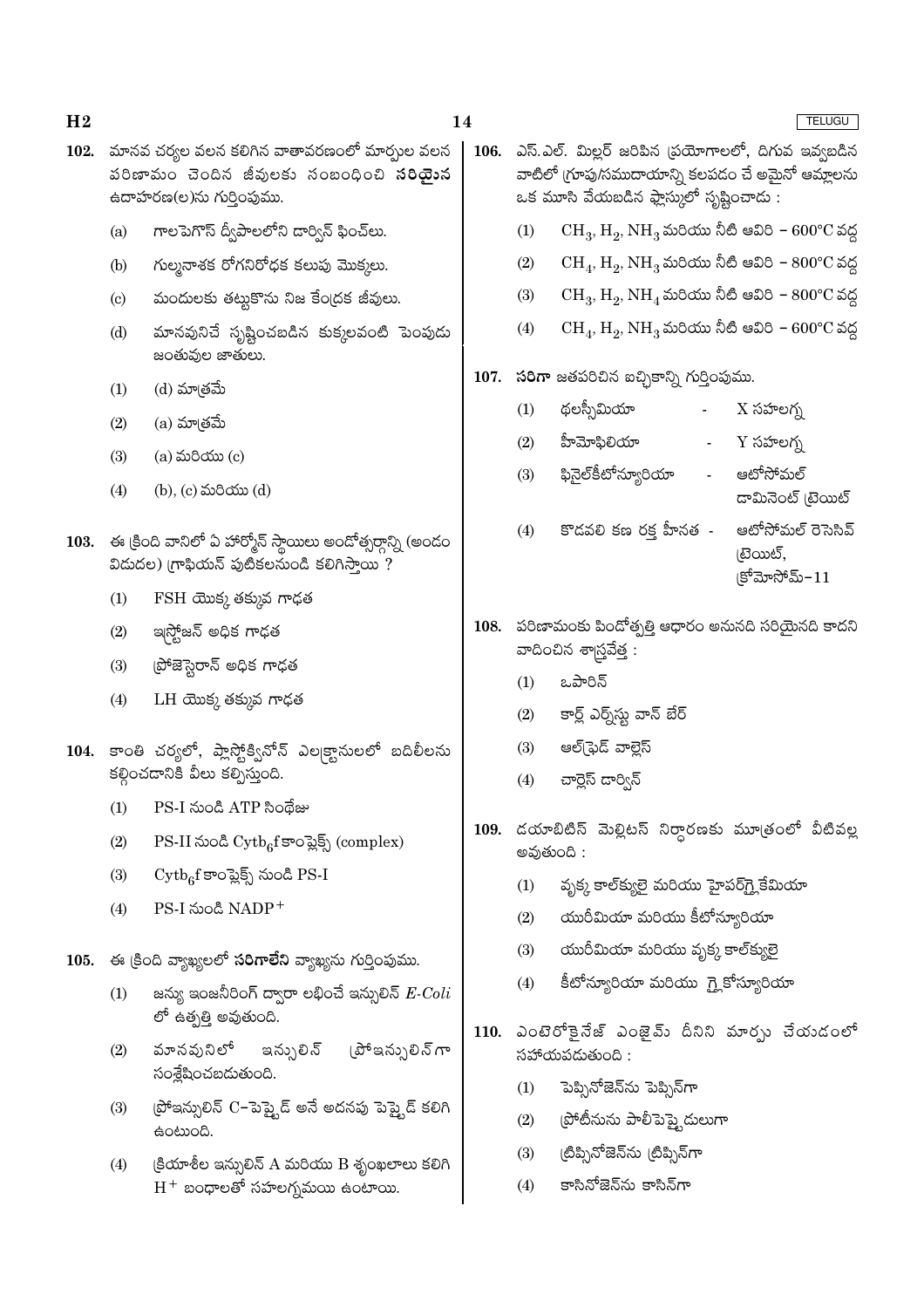102. మానవ చర్యల వలన కలిగిన వాతావరణంలో మార్పుల వలన పరిణామం చెందిన జీవులకు సంబంధించి **సరియైన** ఉదాహరణ(ల)ను గుర్తింపుము.

(a) గాలపెగొస్ ద్వీపాలలోని డార్విన్ ఫించ్‌లు.

(b) గుల్మనాశక రోగనిరోధక కలుపు మొక్కలు.

(c) మందులకు తట్టుకొను నిజ కేంద్రక జీవులు.

(d) మానవునిచే సృష్టించబడిన కుక్కలవంటి పెంపుడు జంతువుల జాతులు.

(1) (d) మాత్రమే

(2) (a) మాత్రమే

(3) (a) మరియు (c)

(4) (b), (c) మరియు (d)

103. ఈ క్రింది వానిలో ఏ హార్మోన్ స్థాయిలు అండోత్సర్గాన్ని (అండం విడుదల) గ్రాఫియన్ పుటికలనుండి కలిగిస్తాయి ?

(1) FSH యొక్క తక్కువ గాఢత

(2) ఇస్ట్రోజన్ అధిక గాఢత

(3) ప్రోజెస్టెరాన్ అధిక గాఢత

(4) LH యొక్క తక్కువ గాఢత

104. కాంతి చర్యలో, ప్లాస్టోక్వినోన్ ఎలక్ట్రానులలో బదిలీలను కల్గించడానికి వీలు కల్పిస్తుంది.

(1) PS-I నుండి ATP సింథేజు

(2) PS-II నుండి $Cytb_6f$ కాంప్లెక్స్ (complex)

(3) $Cytb_6f$ కాంప్లెక్స్ నుండి PS-I

(4) PS-I నుండి $NADP^+$

105. ఈ క్రింది వ్యాఖ్యలలో **సరిగాలేని** వ్యాఖ్యను గుర్తింపుము.

(1) జన్యు ఇంజనీరింగ్ ద్వారా లభించే ఇన్సులిన్ *E-Coli* లో ఉత్పత్తి అవుతుంది.

(2) మానవునిలో ఇన్సులిన్ ప్రోఇన్సులిన్‌గా సంశ్లేషించబడుతుంది.

(3) ప్రోఇన్సులిన్ C–పెప్టైడ్ అనే అదనపు పెప్టైడ్ కలిగి ఉంటుంది.

(4) క్రియాశీల ఇన్సులిన్ A మరియు B శృంఖలాలు కలిగి $H^+$ బంధాలతో సహలగ్నమయి ఉంటాయి.

106. ఎస్.ఎల్. మిల్లర్ జరిపిన ప్రయోగాలలో, దిగువ ఇవ్వబడిన వాటిలో గ్రూపు/సముదాయాన్ని కలపడం చే అమైనో ఆమ్లాలను ఒక మూసి వేయబడిన ఫ్లాస్కులో సృష్టించాడు :

(1) $CH_3$, $H_2$, $NH_3$ మరియు నీటి ఆవిరి – 600°C వద్ద

(2) $CH_4$, $H_2$, $NH_3$ మరియు నీటి ఆవిరి – 800°C వద్ద

(3) $CH_3$, $H_2$, $NH_4$ మరియు నీటి ఆవిరి – 800°C వద్ద

(4) $CH_4$, $H_2$, $NH_3$ మరియు నీటి ఆవిరి – 600°C వద్ద

107. **సరిగా** జతపరిచిన ఐచ్ఛికాన్ని గుర్తింపుము.

(1) థలస్సీమియా - X సహలగ్న

(2) హీమోఫిలియా - Y సహలగ్న

(3) ఫినైల్‌కీటోన్యూరియా - ఆటోసోమల్ డామినెంట్ ట్రెయిట్

(4) కొడవలి కణ రక్త హీనత - ఆటోసోమల్ రెసెసివ్ ట్రెయిట్, క్రోమోసోమ్–11

108. పరిణామంకు పిండోత్పత్తి ఆధారం అనునది సరియైనది కాదని వాదించిన శాస్త్రవేత్త :

(1) ఒపారిన్

(2) కార్ల్ ఎర్నెస్టు వాన్ బేర్

(3) ఆల్‌ఫ్రెడ్ వాల్లెస్

(4) చార్లెస్ డార్విన్

109. డయాబిటిస్ మెల్లిటస్ నిర్ధారణకు మూత్రంలో వీటివల్ల అవుతుంది :

(1) వృక్క కాల్‌క్యులై మరియు హైపర్‌గ్లైకేమియా

(2) యురీమియా మరియు కీటోన్యూరియా

(3) యురీమియా మరియు వృక్క కాల్‌క్యులై

(4) కీటోన్యూరియా మరియు గ్లైకోస్యూరియా

110. ఎంటెరోకైనేజ్ ఎంజైమ్ దీనిని మార్పు చేయడంలో సహాయపడుతుంది :

(1) పెప్సినోజెన్‌ను పెప్సిన్‌గా

(2) ప్రోటీనును పాలీపెప్టైడులుగా

(3) ట్రిప్సినోజెన్‌ను ట్రిప్సిన్‌గా

(4) కాసినోజెన్‌ను కాసిన్‌గా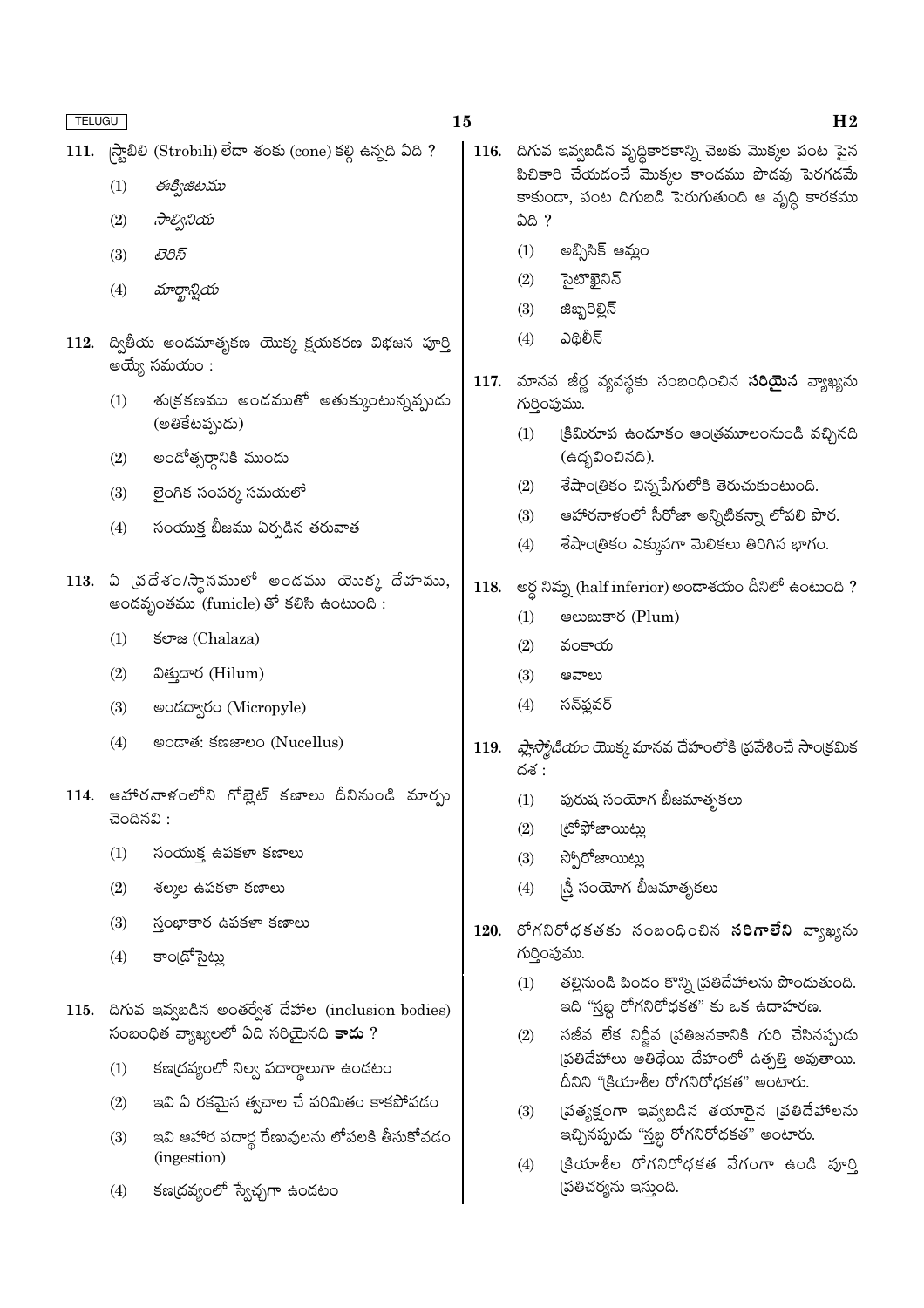111. స్ట్రోబిలి (Strobili) లేదా శంకు (cone) కల్గి ఉన్నది ఏది ?

   (1) *ఈక్విజిటము*
   (2) *సాల్వినియ*
   (3) *టెరిస్*
   (4) *మార్కాన్షియ*

112. ద్వితీయ అండమాతృకణ యొక్క క్షయకరణ విభజన పూర్తి అయ్యే సమయం :

   (1) శుక్రకణము అండముతో అతుక్కుంటున్నప్పుడు (అతికేటప్పుడు)
   (2) అండోత్సర్గానికి ముందు
   (3) లైంగిక సంపర్క సమయలో
   (4) సంయుక్త బీజము ఏర్పడిన తరువాత

113. ఏ ప్రదేశం/స్థానములో అండము యొక్క దేహము, అండవృంతము (funicle) తో కలిసి ఉంటుంది :

   (1) కలాజ (Chalaza)
   (2) విత్తుదార (Hilum)
   (3) అండద్వారం (Micropyle)
   (4) అండాత: కణజాలం (Nucellus)

114. ఆహారనాళంలోని గోబ్లెట్ కణాలు దీనినుండి మార్పు చెందినవి :

   (1) సంయుక్త ఉపకళా కణాలు
   (2) శల్కల ఉపకళా కణాలు
   (3) స్తంభాకార ఉపకళా కణాలు
   (4) కాండ్రోసైట్లు

115. దిగువ ఇవ్వబడిన అంతర్వేశ దేహాల (inclusion bodies) సంబంధిత వ్యాఖ్యలలో ఏది సరియైనది **కాదు** ?

   (1) కణద్రవ్యంలో నిల్వ పదార్థాలుగా ఉండటం
   (2) ఇవి ఏ రకమైన త్వచాల చే పరిమితం కాకపోవడం
   (3) ఇవి ఆహార పదార్థ రేణువులను లోపలకి తీసుకోవడం (ingestion)
   (4) కణద్రవ్యంలో స్వేచ్ఛగా ఉండటం

116. దిగువ ఇవ్వబడిన వృద్ధికారకాన్ని చెఱకు మొక్కల పంట పైన పిచికారి చేయడంచే మొక్కల కాండము పొడవు పెరగడమే కాకుండా, పంట దిగుబడి పెరుగుతుంది ఆ వృద్ధి కారకము ఏది ?

   (1) అబ్సిసిక్ ఆమ్లం
   (2) సైటోకైనిన్
   (3) జిబ్బరిల్లిన్
   (4) ఎథిలీన్

117. మానవ జీర్ణ వ్యవస్థకు సంబంధించిన **సరియైన** వ్యాఖ్యను గుర్తింపుము.

   (1) క్రిమిరూప ఉండూకం ఆంత్రమూలంనుండి వచ్చినది (ఉద్భవించినది).
   (2) శేషాంత్రికం చిన్నపేగులోకి తెరుచుకుంటుంది.
   (3) ఆహారనాళంలో సీరోజా అన్నిటికన్నా లోపలి పొర.
   (4) శేషాంత్రికం ఎక్కువగా మెలికలు తిరిగిన భాగం.

118. అర్ధ నిమ్న (half inferior) అండాశయం దీనిలో ఉంటుంది ?

   (1) ఆలుబుకార (Plum)
   (2) వంకాయ
   (3) ఆవాలు
   (4) సన్‌ఫ్లవర్

119. *ప్లాస్మోడియం* యొక్క మానవ దేహంలోకి ప్రవేశించే సాంక్రమిక దశ :

   (1) పురుష సంయోగ బీజమాతృకలు
   (2) ట్రోఫోజాయిట్లు
   (3) స్పోరోజాయిట్లు
   (4) స్త్రీ సంయోగ బీజమాతృకలు

120. రోగనిరోధకతకు సంబంధించిన **సరిగాలేని** వ్యాఖ్యను గుర్తింపుము.

   (1) తల్లినుండి పిండం కొన్ని ప్రతిదేహాలను పొందుతుంది. ఇది "స్తబ్ధ రోగనిరోధకత" కు ఒక ఉదాహరణ.
   (2) సజీవ లేక నిర్జీవ ప్రతిజనకానికి గురి చేసినప్పుడు ప్రతిదేహాలు అతిథేయి దేహంలో ఉత్పత్తి అవుతాయి. దీనిని "క్రియాశీల రోగనిరోధకత" అంటారు.
   (3) ప్రత్యక్షంగా ఇవ్వబడిన తయారైన ప్రతిదేహాలను ఇచ్చినప్పుడు "స్తబ్ధ రోగనిరోధకత" అంటారు.
   (4) క్రియాశీల రోగనిరోధకత వేగంగా ఉండి పూర్తి ప్రతిచర్యను ఇస్తుంది.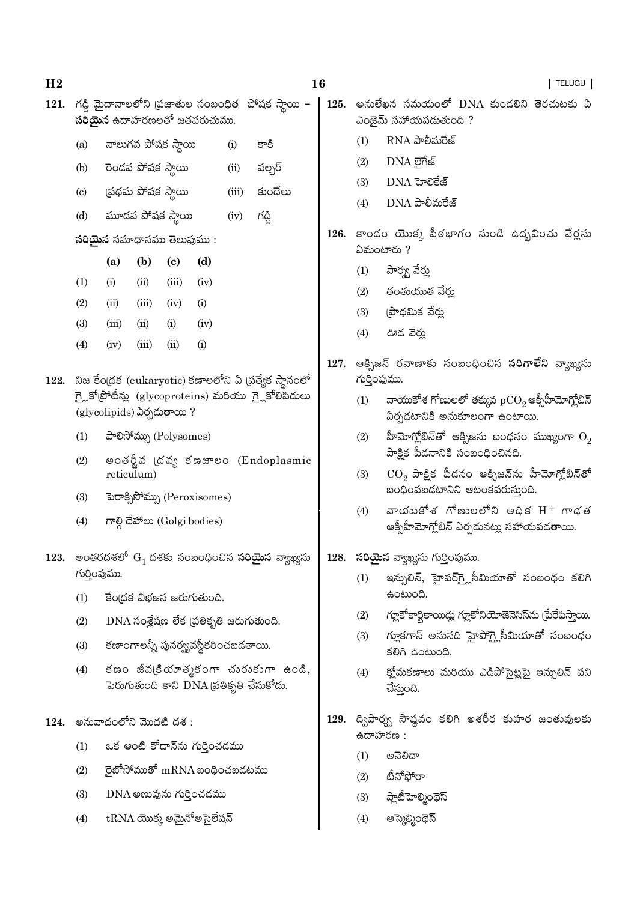121. గడ్డి మైదానాలలోని ప్రజాతుల సంబంధిత పోషక స్థాయి – **సరియైన** ఉదాహరణలతో జతపరుచుము.

| | | | |
|---|---|---|---|
| (a) | నాలుగవ పోషక స్థాయి | (i) | కాకి |
| (b) | రెండవ పోషక స్థాయి | (ii) | వల్చర్ |
| (c) | ప్రథమ పోషక స్థాయి | (iii) | కుందేలు |
| (d) | మూడవ పోషక స్థాయి | (iv) | గడ్డి |

**సరియైన** సమాధానము తెలుపుము :

| | (a) | (b) | (c) | (d) |
|---|---|---|---|---|
| (1) | (i) | (ii) | (iii) | (iv) |
| (2) | (ii) | (iii) | (iv) | (i) |
| (3) | (iii) | (ii) | (i) | (iv) |
| (4) | (iv) | (iii) | (ii) | (i) |

122. నిజ కేంద్రక (eukaryotic) కణాలలోని ఏ ప్రత్యేక స్థానంలో గ్లైకోప్రోటీన్లు (glycoproteins) మరియు గ్లైకోలిపిడులు (glycolipids) ఏర్పడుతాయి ?

(1) పాలిసోమ్సు (Polysomes)

(2) అంతర్జీవ ద్రవ్య కణజాలం (Endoplasmic reticulum)

(3) పెరాక్సిసోమ్సు (Peroxisomes)

(4) గాల్గి దేహాలు (Golgi bodies)

123. అంతరదశలో $G_1$ దశకు సంబంధించిన **సరియైన** వ్యాఖ్యను గుర్తింపుము.

(1) కేంద్రక విభజన జరుగుతుంది.

(2) DNA సంశ్లేషణ లేక ప్రతికృతి జరుగుతుంది.

(3) కణాంగాలన్నీ పునర్వ్యవస్థీకరించబడతాయి.

(4) కణం జీవక్రియాత్మకంగా చురుకుగా ఉండి, పెరుగుతుంది కాని DNA ప్రతికృతి చేసుకోదు.

124. అనువాదంలోని మొదటి దశ :

(1) ఒక ఆంటి కోడాన్‌ను గుర్తించడము

(2) రైబోసోముతో mRNA బంధించబడటము

(3) DNA అణువును గుర్తించడము

(4) tRNA యొక్క అమైనోఅసైలేషన్

125. అనులేఖన సమయంలో DNA కుండలిని తెరచుటకు ఏ ఎంజైమ్ సహాయపడుతుంది ?

(1) RNA పాలీమరేజ్

(2) DNA లైగేజ్

(3) DNA హెలికేజ్

(4) DNA పాలీమరేజ్

126. కాండం యొక్క పీఠభాగం నుండి ఉద్భవించు వేర్లను ఏమంటారు ?

(1) పార్శ్వ వేర్లు

(2) తంతుయుత వేర్లు

(3) ప్రాథమిక వేర్లు

(4) ఊడ వేర్లు

127. ఆక్సిజన్ రవాణాకు సంబంధించిన **సరిగాలేని** వ్యాఖ్యను గుర్తింపుము.

(1) వాయుకోశ గోణులలో తక్కువ $pCO_2$ ఆక్సీహీమోగ్లోబిన్ ఏర్పడటానికి అనుకూలంగా ఉంటాయి.

(2) హీమోగ్లోబిన్‌తో ఆక్సిజను బంధనం ముఖ్యంగా $O_2$ పాక్షిక పీడనానికి సంబంధించినది.

(3) $CO_2$ పాక్షిక పీడనం ఆక్సిజన్‌ను హీమోగ్లోబిన్‌తో బంధింపబడటానిని ఆటంకపరుస్తుంది.

(4) వాయుకోశ గోణులలోని అధిక $H^+$ గాఢత ఆక్సీహీమోగ్లోబిన్ ఏర్పడునట్లు సహాయపడతాయి.

128. **సరియైన** వ్యాఖ్యను గుర్తింపుము.

(1) ఇన్సులిన్, హైపర్‌గ్లైసీమియాతో సంబంధం కలిగి ఉంటుంది.

(2) గ్లూకోకార్టికాయిడ్లు గ్లూకోనియోజెనెసిస్‌ను ప్రేరేపిస్తాయి.

(3) గ్లూకగాన్ అనునది హైపోగ్లైసీమియాతో సంబంధం కలిగి ఉంటుంది.

(4) క్లోమకణాలు మరియు ఎడిపోసైట్లపై ఇన్సులిన్ పని చేస్తుంది.

129. ద్విపార్శ్వ సౌష్ఠవం కలిగి అశరీర కుహర జంతువులకు ఉదాహరణ :

(1) అనెలిడా

(2) టీనోఫోరా

(3) ప్లాటీహెల్మింథెస్

(4) ఆస్కెల్మింథెస్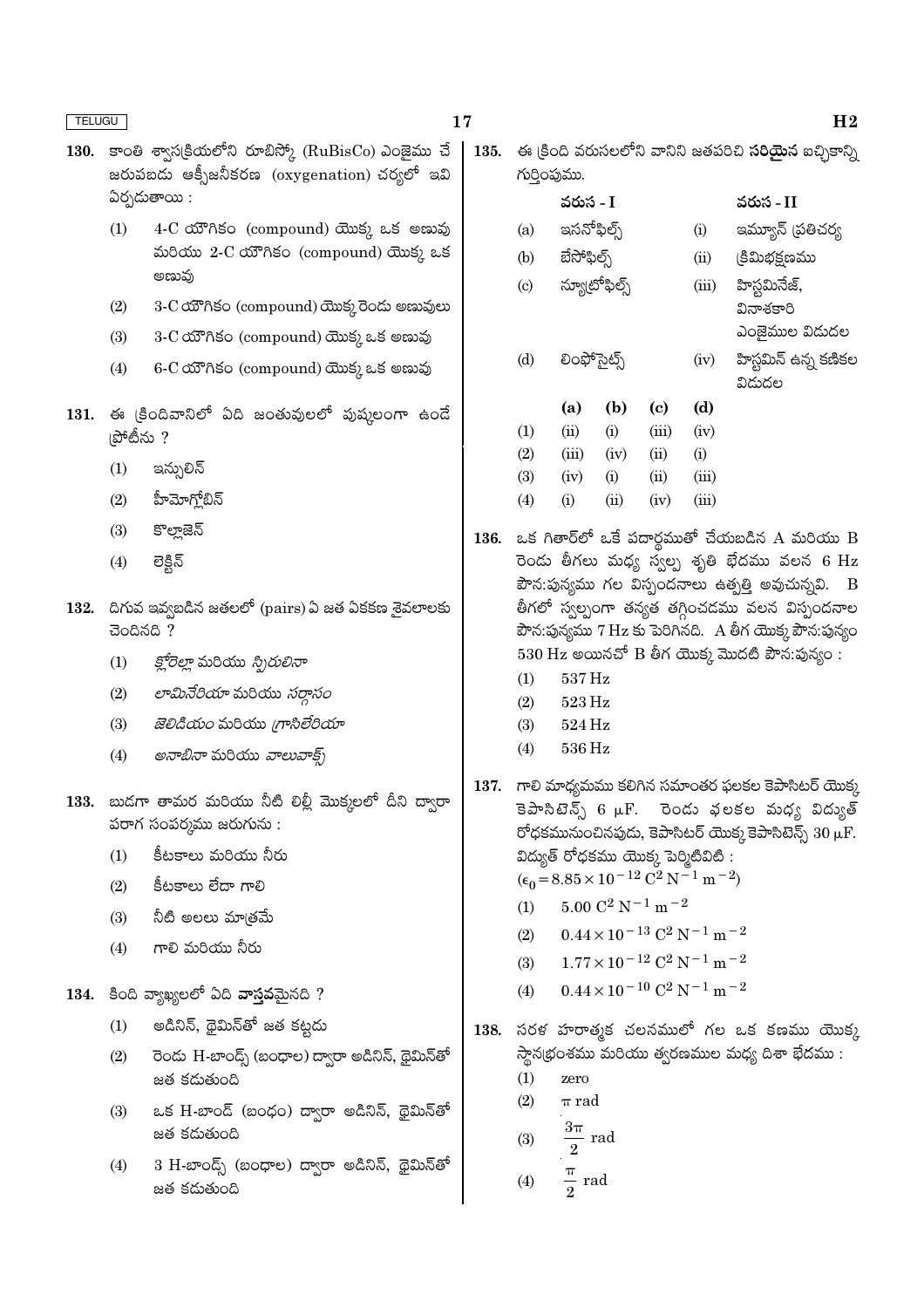130. కాంతి శ్వాసక్రియలోని రూబిస్కో (RuBisCo) ఎంజైము చే జరుపబడు ఆక్సీజనీకరణ (oxygenation) చర్యలో ఇవి ఏర్పడుతాయి :

(1) 4-C యౌగికం (compound) యొక్క ఒక అణువు మరియు 2-C యౌగికం (compound) యొక్క ఒక అణువు

(2) 3-C యౌగికం (compound) యొక్క రెండు అణువులు

(3) 3-C యౌగికం (compound) యొక్క ఒక అణువు

(4) 6-C యౌగికం (compound) యొక్క ఒక అణువు

131. ఈ క్రిందివానిలో ఏది జంతువులలో పుష్కలంగా ఉండే ప్రోటీను ?

(1) ఇన్సులిన్

(2) హీమోగ్లోబిన్

(3) కొల్లాజెన్

(4) లెక్టిన్

132. దిగువ ఇవ్వబడిన జతలలో (pairs) ఏ జత ఏకకణ శైవలాలకు చెందినది ?

(1) *క్లోరెల్లా* మరియు *స్పిరులినా*

(2) *లామినేరియా* మరియు *సర్గాసం*

(3) *జెలిడియం* మరియు *గ్రాసిలేరియా*

(4) *అనాబినా* మరియు *వాలువాక్స్*

133. ఋడగా తామర మరియు నీటి లిల్లీ మొక్కలలో దీని ద్వారా పరాగ సంపర్కము జరుగును :

(1) కీటకాలు మరియు నీరు

(2) కీటకాలు లేదా గాలి

(3) నీటి అలలు మాత్రమే

(4) గాలి మరియు నీరు

134. కింది వ్యాఖ్యలలో ఏది **వాస్తవమైనది** ?

(1) అడినిన్, థైమిన్‌తో జత కట్టదు

(2) రెండు H-బాండ్స్ (బంధాల) ద్వారా అడినిన్, థైమిన్‌తో జత కడుతుంది

(3) ఒక H-బాండ్ (బంధం) ద్వారా అడినిన్, థైమిన్‌తో జత కడుతుంది

(4) 3 H-బాండ్స్ (బంధాల) ద్వారా అడినిన్, థైమిన్‌తో జత కడుతుంది

135. ఈ క్రింది వరుసలలోని వానిని జతపరిచి **సరియైన** ఐచ్ఛికాన్ని గుర్తింపుము.

| | వరుస - I | | వరుస - II |
|---|---|---|---|
| (a) | ఇసనోఫిల్స్ | (i) | ఇమ్యూన్ ప్రతిచర్య |
| (b) | బేసోఫిల్స్ | (ii) | క్రిమిభక్షణము |
| (c) | న్యూట్రోఫిల్స్ | (iii) | హిస్టమినేజ్, వినాశకారి ఎంజైముల విడుదల |
| (d) | లింఫోసైట్స్ | (iv) | హిస్టమిన్ ఉన్న కణికల విడుదల |

| | (a) | (b) | (c) | (d) |
|---|---|---|---|---|
| (1) | (ii) | (i) | (iii) | (iv) |
| (2) | (iii) | (iv) | (ii) | (i) |
| (3) | (iv) | (i) | (ii) | (iii) |
| (4) | (i) | (ii) | (iv) | (iii) |

136. ఒక గిటార్‌లో ఒకే పదార్థముతో చేయబడిన A మరియు B రెండు తీగలు మధ్య స్వల్ప శృతి భేదము వలన 6 Hz పౌన:పున్యము గల విస్పందనాలు ఉత్పత్తి అవుచున్నవి. B తీగలో స్వల్పంగా తన్యత తగ్గించడము వలన విస్పందనాల పౌన:పున్యము 7 Hz కు పెరిగినది. A తీగ యొక్క పౌన:పున్యం 530 Hz అయినచో B తీగ యొక్క మొదటి పౌన:పున్యం :

(1) 537 Hz

(2) 523 Hz

(3) 524 Hz

(4) 536 Hz

137. గాలి మాధ్యమము కలిగిన సమాంతర ఫలకల కెపాసిటర్ యొక్క కెపాసిటెన్స్ 6 $\mu$F. రెండు ఫలకల మధ్య విద్యుత్ రోధకమునుంచినపుడు, కెపాసిటర్ యొక్క కెపాసిటెన్స్ 30 $\mu$F. విద్యుత్ రోధకము యొక్క పెర్మిటివిటి :
($\epsilon_0 = 8.85 \times 10^{-12}\ C^2\ N^{-1}\ m^{-2}$)

(1) $5.00\ C^2\ N^{-1}\ m^{-2}$

(2) $0.44 \times 10^{-13}\ C^2\ N^{-1}\ m^{-2}$

(3) $1.77 \times 10^{-12}\ C^2\ N^{-1}\ m^{-2}$

(4) $0.44 \times 10^{-10}\ C^2\ N^{-1}\ m^{-2}$

138. సరళ హరాత్మక చలనములో గల ఒక కణము యొక్క స్థానభ్రంశము మరియు త్వరణముల మధ్య దిశా భేదము :

(1) zero

(2) $\pi$ rad

(3) $\frac{3\pi}{2}$ rad

(4) $\frac{\pi}{2}$ rad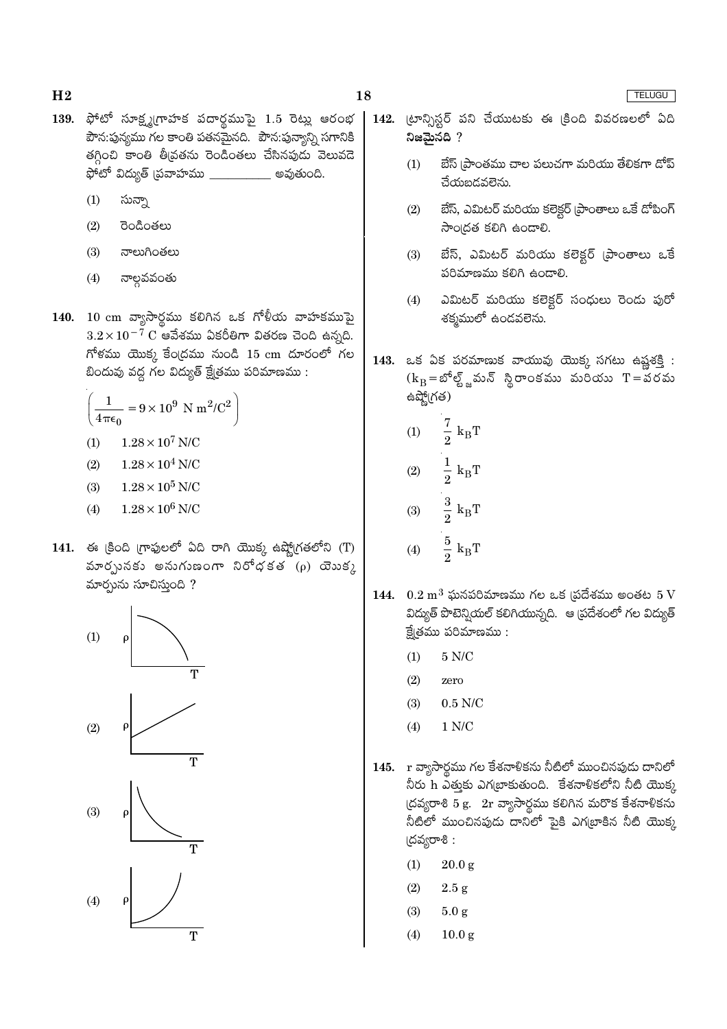139. ఫోటో సూక్ష్మగ్రాహక పదార్థముపై 1.5 రెట్లు ఆరంభ పౌనఃపున్యము గల కాంతి పతనమైనది. పౌనఃపున్యాన్ని సగానికి తగ్గించి కాంతి తీవ్రతను రెండింతలు చేసినపుడు వెలువడే ఫోటో విద్యుత్ ప్రవాహము __________ అవుతుంది.

(1) సున్నా

(2) రెండింతలు

(3) నాలుగింతలు

(4) నాల్గవవంతు

140. 10 cm వ్యాసార్ధము కలిగిన ఒక గోళీయ వాహకముపై $3.2 \times 10^{-7}$ C ఆవేశము ఏకరీతిగా వితరణ చెంది ఉన్నది. గోళము యొక్క కేంద్రము నుండి 15 cm దూరంలో గల బిందువు వద్ద గల విద్యుత్ క్షేత్రము పరిమాణము :

$$\left(\frac{1}{4\pi\epsilon_0} = 9 \times 10^9 \text{ N m}^2/\text{C}^2\right)$$

(1) $1.28 \times 10^7$ N/C

(2) $1.28 \times 10^4$ N/C

(3) $1.28 \times 10^5$ N/C

(4) $1.28 \times 10^6$ N/C

141. ఈ క్రింది గ్రాఫులలో ఏది రాగి యొక్క ఉష్ణోగ్రతలోని (T) మార్పునకు అనుగుణంగా నిరోధకత ($\rho$) యొక్క మార్పును సూచిస్తుంది ?

(1) ρ / T

(2) ρ / T

(3) ρ / T

(4) ρ / T

142. ట్రాన్సిస్టర్ పని చేయుటకు ఈ క్రింది వివరణలలో ఏది **నిజమైనది** ?

(1) బేస్ ప్రాంతము చాల పలుచగా మరియు తేలికగా డోప్ చేయబడవలెను.

(2) బేస్, ఎమిటర్ మరియు కలెక్టర్ ప్రాంతాలు ఒకే డోపింగ్ సాంద్రత కలిగి ఉండాలి.

(3) బేస్, ఎమిటర్ మరియు కలెక్టర్ ప్రాంతాలు ఒకే పరిమాణము కలిగి ఉండాలి.

(4) ఎమిటర్ మరియు కలెక్టర్ సంధులు రెండు పురో శక్మములో ఉండవలెను.

143. ఒక ఏక పరమాణుక వాయువు యొక్క సగటు ఉష్ణశక్తి : ($k_B$ = బోల్ట్జ్‌మన్ స్థిరాంకము మరియు T = పరమ ఉష్ణోగ్రత)

(1) $\frac{7}{2} k_B T$

(2) $\frac{1}{2} k_B T$

(3) $\frac{3}{2} k_B T$

(4) $\frac{5}{2} k_B T$

144. $0.2 \text{ m}^3$ ఘనపరిమాణము గల ఒక ప్రదేశము అంతట 5 V విద్యుత్ పొటెన్షియల్ కలిగియున్నది. ఆ ప్రదేశంలో గల విద్యుత్ క్షేత్రము పరిమాణము :

(1) 5 N/C

(2) zero

(3) 0.5 N/C

(4) 1 N/C

145. r వ్యాసార్ధము గల కేశనాళికను నీటిలో ముంచినపుడు దానిలో నీరు h ఎత్తుకు ఎగబ్రాకుతుంది. కేశనాళికలోని నీటి యొక్క ద్రవ్యరాశి 5 g. 2r వ్యాసార్ధము కలిగిన మరొక కేశనాళికను నీటిలో ముంచినపుడు దానిలో పైకి ఎగబ్రాకిన నీటి యొక్క ద్రవ్యరాశి :

(1) 20.0 g

(2) 2.5 g

(3) 5.0 g

(4) 10.0 g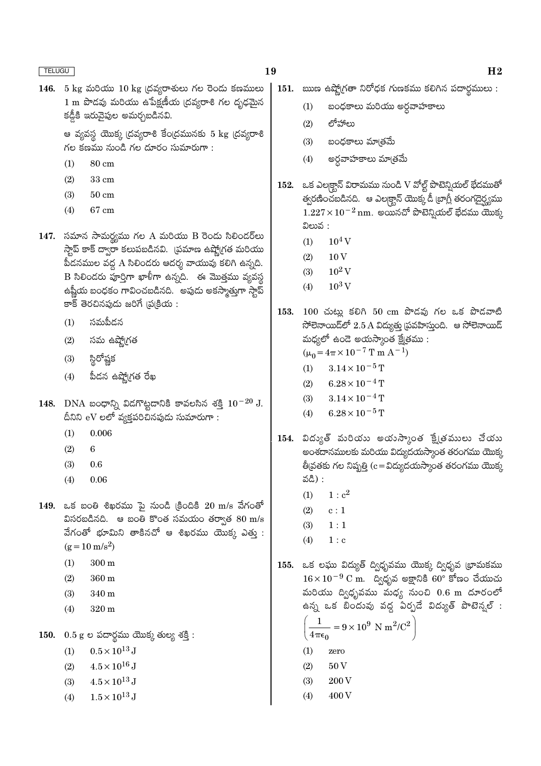146. 5 kg మరియు 10 kg ద్రవ్యరాశులు గల రెండు కణములు 1 m పొడవు మరియు ఉపేక్షణీయ ద్రవ్యరాశి గల దృఢమైన కడ్డీకి ఇరువైపుల అమర్చబడినవి.

ఆ వ్యవస్థ యొక్క ద్రవ్యరాశి కేంద్రమునకు 5 kg ద్రవ్యరాశి గల కణము నుండి గల దూరం సుమారుగా :

(1) 80 cm

(2) 33 cm

(3) 50 cm

(4) 67 cm

147. సమాన సామర్థ్యము గల A మరియు B రెండు సిలిండర్‌లు స్టాప్ కాక్ ద్వారా కలుపబడినవి. ప్రమాణ ఉష్ణోగ్రత మరియు పీడనముల వద్ద A సిలిండరు ఆదర్శ వాయువు కలిగి ఉన్నది. B సిలిండరు పూర్తిగా ఖాళీగా ఉన్నది. ఈ మొత్తము వ్యవస్థ ఉష్ణీయ బంధకం గావించబడినది. అపుడు అకస్మాత్తుగా స్టాప్ కాక్ తెరచినపుడు జరిగే ప్రక్రియ :

(1) సమపీడన

(2) సమ ఉష్ణోగ్రత

(3) స్థిరోష్ణక

(4) పీడన ఉష్ణోగ్రత రేఖ

148. DNA బంధాన్ని విడగొట్టడానికి కావలసిన శక్తి $10^{-20}$ J. దీనిని eV లలో వ్యక్తపరిచినపుడు సుమారుగా :

(1) 0.006

(2) 6

(3) 0.6

(4) 0.06

149. ఒక బంతి శిఖరము పై నుండి క్రిందికి 20 m/s వేగంతో విసరబడినది. ఆ బంతి కొంత సమయం తర్వాత 80 m/s వేగంతో భూమిని తాకినచో ఆ శిఖరము యొక్క ఎత్తు : $(g = 10\ m/s^2)$

(1) 300 m

(2) 360 m

(3) 340 m

(4) 320 m

150. 0.5 g ల పదార్థము యొక్క తుల్య శక్తి :

(1) $0.5 \times 10^{13}$ J

(2) $4.5 \times 10^{16}$ J

(3) $4.5 \times 10^{13}$ J

(4) $1.5 \times 10^{13}$ J

151. ఋణ ఉష్ణోగ్రతా నిరోధక గుణకము కలిగిన పదార్థములు :

(1) బంధకాలు మరియు అర్ధవాహకాలు

(2) లోహాలు

(3) బంధకాలు మాత్రమే

(4) అర్ధవాహకాలు మాత్రమే

152. ఒక ఎలక్ట్రాన్ విరామము నుండి V వోల్ట్ పొటెన్షియల్ భేదముతో త్వరణించబడినది. ఆ ఎలక్ట్రాన్ యొక్క డీ బ్రాగ్లీ తరంగదైర్ఘ్యము $1.227 \times 10^{-2}$ nm. అయినచో పొటెన్షియల్ భేదము యొక్క విలువ :

(1) $10^4$ V

(2) 10 V

(3) $10^2$ V

(4) $10^3$ V

153. 100 చుట్లు కలిగి 50 cm పొడవు గల ఒక పొడవాటి సోలెనాయిడ్‌లో 2.5 A విద్యుత్తు ప్రవహిస్తుంది. ఆ సోలెనాయిడ్ మధ్యలో ఉండె అయస్కాంత క్షేత్రము : $(\mu_0 = 4\pi \times 10^{-7}\ T\ m\ A^{-1})$

(1) $3.14 \times 10^{-5}$ T

(2) $6.28 \times 10^{-4}$ T

(3) $3.14 \times 10^{-4}$ T

(4) $6.28 \times 10^{-5}$ T

154. విద్యుత్ మరియు అయస్కాంత క్షేత్రములు చేయు అంశదానములకు మరియు విద్యుదయస్కాంత తరంగము యొక్క తీవ్రతకు గల నిష్పత్తి (c = విద్యుదయస్కాంత తరంగము యొక్క వడి) :

(1) $1 : c^2$

(2) $c : 1$

(3) $1 : 1$

(4) $1 : c$

155. ఒక లఘు విద్యుత్ ద్విధృవము యొక్క ద్విధృవ భ్రామకము $16 \times 10^{-9}$ C m. ద్విధృవ అక్షానికి 60° కోణం చేయుచు మరియు ద్విధృవము మధ్య నుంచి 0.6 m దూరంలో ఉన్న ఒక బిందువు వద్ద ఏర్పడే విద్యుత్ పొటెన్షల్ : $\left(\frac{1}{4\pi\epsilon_0} = 9 \times 10^9\ N\ m^2/C^2\right)$

(1) zero

(2) 50 V

(3) 200 V

(4) 400 V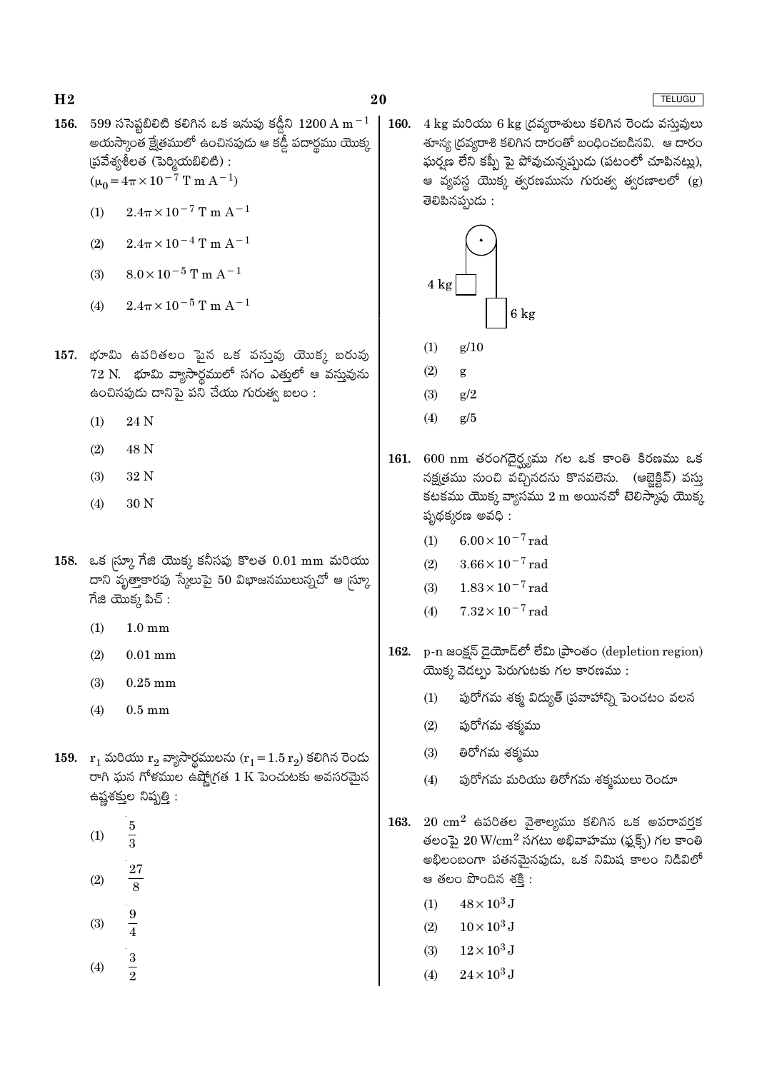156. 599 ససెప్టబిలిటి కలిగిన ఒక ఇనుపు కడ్డీని $1200 \text{ A m}^{-1}$ అయస్కాంత క్షేత్రములో ఉంచినపుడు ఆ కడ్డీ పదార్థము యొక్క ప్రవేశ్యశీలత (పెర్మియబిలిటి) : $(\mu_0 = 4\pi \times 10^{-7} \text{ T m A}^{-1})$

(1) $2.4\pi \times 10^{-7} \text{ T m A}^{-1}$

(2) $2.4\pi \times 10^{-4} \text{ T m A}^{-1}$

(3) $8.0 \times 10^{-5} \text{ T m A}^{-1}$

(4) $2.4\pi \times 10^{-5} \text{ T m A}^{-1}$

157. భూమి ఉపరితలం పైన ఒక వస్తువు యొక్క బరువు 72 N. భూమి వ్యాసార్థములో సగం ఎత్తులో ఆ వస్తువును ఉంచినపుడు దానిపై పని చేయు గురుత్వ బలం :

(1) 24 N

(2) 48 N

(3) 32 N

(4) 30 N

158. ఒక స్క్రూ గేజి యొక్క కనీసపు కొలత 0.01 mm మరియు దాని వృత్తాకారపు స్కేలుపై 50 విభాజనములున్నచో ఆ స్క్రూ గేజి యొక్క పిచ్ :

(1) 1.0 mm

(2) 0.01 mm

(3) 0.25 mm

(4) 0.5 mm

159. $r_1$ మరియు $r_2$ వ్యాసార్థములను $(r_1 = 1.5\, r_2)$ కలిగిన రెండు రాగి ఘన గోళముల ఉష్ణోగ్రత 1 K పెంచుటకు అవసరమైన ఉష్ణశక్తుల నిష్పత్తి :

(1) $\frac{5}{3}$

(2) $\frac{27}{8}$

(3) $\frac{9}{4}$

(4) $\frac{3}{2}$

160. 4 kg మరియు 6 kg ద్రవ్యరాశులు కలిగిన రెండు వస్తువులు శూన్య ద్రవ్యరాశి కలిగిన దారంతో బంధించబడినవి. ఆ దారం ఘర్షణ లేని కప్పీ పై పోవుచున్నప్పుడు (పటంలో చూపినట్లు), ఆ వ్యవస్థ యొక్క త్వరణమును గురుత్వ త్వరణాలలో (g) తెలిపినప్పుడు :

4 kg

6 kg

(1) g/10

(2) g

(3) g/2

(4) g/5

161. 600 nm తరంగదైర్ఘ్యము గల ఒక కాంతి కిరణము ఒక నక్షత్రము నుంచి వచ్చినదను కొనవలెను. (ఆబ్జెక్టివ్) వస్తు కటకము యొక్క వ్యాసము 2 m అయినచో టెలిస్కోపు యొక్క పృథక్కరణ అవధి :

(1) $6.00 \times 10^{-7}$ rad

(2) $3.66 \times 10^{-7}$ rad

(3) $1.83 \times 10^{-7}$ rad

(4) $7.32 \times 10^{-7}$ rad

162. p-n జంక్షన్ డైయోడ్‌లో లేమి ప్రాంతం (depletion region) యొక్క వెడల్పు పెరుగుటకు గల కారణము :

(1) పురోగమ శక్మ విద్యుత్ ప్రవాహాన్ని పెంచటం వలన

(2) పురోగమ శక్మము

(3) తిరోగమ శక్మము

(4) పురోగమ మరియు తిరోగమ శక్మములు రెండూ

163. $20 \text{ cm}^2$ ఉపరితల వైశాల్యము కలిగిన ఒక అపరావర్తక తలంపై $20 \text{ W/cm}^2$ సగటు అభివాహము (ఫ్లక్స్) గల కాంతి అభిలంబంగా పతనమైనపుడు, ఒక నిమిష కాలం నిడివిలో ఆ తలం పొందిన శక్తి :

(1) $48 \times 10^3$ J

(2) $10 \times 10^3$ J

(3) $12 \times 10^3$ J

(4) $24 \times 10^3$ J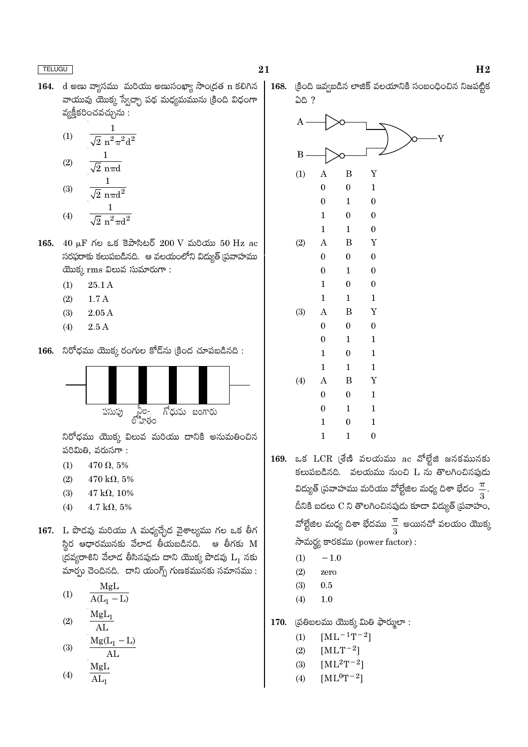**164.** d అణు వ్యాసము మరియు అణుసంఖ్యా సాంద్రత n కలిగిన వాయువు యొక్క స్వేచ్ఛా పథ మధ్యమమును క్రింది విధంగా వ్యక్తీకరించవచ్చును :

(1) $\frac{1}{\sqrt{2}\, n^2 \pi^2 d^2}$

(2) $\frac{1}{\sqrt{2}\, n \pi d}$

(3) $\frac{1}{\sqrt{2}\, n \pi d^2}$

(4) $\frac{1}{\sqrt{2}\, n^2 \pi d^2}$

**165.** 40 μF గల ఒక కెపాసిటర్ 200 V మరియు 50 Hz ac సరఫరాకు కలుపబడినది. ఆ వలయంలోని విద్యుత్ ప్రవాహము యొక్క rms విలువ సుమారుగా :

(1) 25.1 A

(2) 1.7 A

(3) 2.05 A

(4) 2.5 A

**166.** నిరోధము యొక్క రంగుల కోడ్‌ను క్రింద చూపబడినది :

పసుపు &nbsp;&nbsp; నీల-లోహితం &nbsp;&nbsp; గోధుమ &nbsp;&nbsp; బంగారు

నిరోధము యొక్క విలువ మరియు దానికి అనుమతించిన పరిమితి, వరుసగా :

(1) 470 Ω, 5%

(2) 470 kΩ, 5%

(3) 47 kΩ, 10%

(4) 4.7 kΩ, 5%

**167.** L పొడవు మరియు A మధ్యచ్ఛేద వైశాల్యము గల ఒక తీగ స్థిర ఆధారమునకు వేలాడ తీయబడినది. ఆ తీగకు M ద్రవ్యరాశిని వేలాడ తీసినపుడు దాని యొక్క పొడవు $L_1$ నకు మార్పు చెందినది. దాని యంగ్స్ గుణకమునకు సమానము :

(1) $\frac{MgL}{A(L_1 - L)}$

(2) $\frac{MgL_1}{AL}$

(3) $\frac{Mg(L_1 - L)}{AL}$

(4) $\frac{MgL}{AL_1}$

**168.** క్రింది ఇవ్వబడిన లాజిక్ వలయానికి సంబంధించిన నిజపట్టిక ఏది ?

(1)

| A | B | Y |
|---|---|---|
| 0 | 0 | 1 |
| 0 | 1 | 0 |
| 1 | 0 | 0 |
| 1 | 1 | 0 |

(2)

| A | B | Y |
|---|---|---|
| 0 | 0 | 0 |
| 0 | 1 | 0 |
| 1 | 0 | 0 |
| 1 | 1 | 1 |

(3)

| A | B | Y |
|---|---|---|
| 0 | 0 | 0 |
| 0 | 1 | 1 |
| 1 | 0 | 1 |
| 1 | 1 | 1 |

(4)

| A | B | Y |
|---|---|---|
| 0 | 0 | 1 |
| 0 | 1 | 1 |
| 1 | 0 | 1 |
| 1 | 1 | 0 |

**169.** ఒక LCR శ్రేణి వలయము ac వోల్టేజి జనకమునకు కలుపబడినది. వలయము నుంచి L ను తొలగించినపుడు విద్యుత్ ప్రవాహము మరియు వోల్టేజిల మధ్య దిశా భేదం $\frac{\pi}{3}$. దీనికి బదులు C ని తొలగించినపుడు కూడా విద్యుత్ ప్రవాహం, వోల్టేజిల మధ్య దిశా భేదము $\frac{\pi}{3}$ అయినచో వలయం యొక్క సామర్థ్య కారకము (power factor) :

(1) −1.0

(2) zero

(3) 0.5

(4) 1.0

**170.** ప్రతిబలము యొక్క మితి ఫార్ములా :

(1) $[ML^{-1}T^{-2}]$

(2) $[MLT^{-2}]$

(3) $[ML^2T^{-2}]$

(4) $[ML^0T^{-2}]$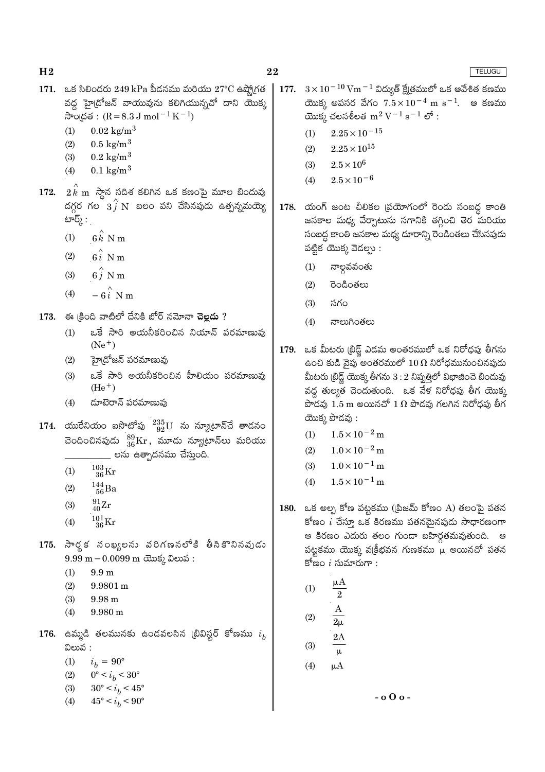171. ఒక సిలిండరు 249 kPa పీడనము మరియు 27°C ఉష్ణోగ్రత వద్ద హైడ్రోజన్ వాయువును కలిగియున్నచో దాని యొక్క సాంద్రత : ($R = 8.3 \text{ J mol}^{-1} \text{K}^{-1}$)

(1) $0.02 \text{ kg/m}^3$
(2) $0.5 \text{ kg/m}^3$
(3) $0.2 \text{ kg/m}^3$
(4) $0.1 \text{ kg/m}^3$

172. $2\hat{k}$ m స్థాన సదిశ కలిగిన ఒక కణంపై మూల బిందువు దగ్గర గల $3\hat{j}$ N బలం పని చేసినపుడు ఉత్పన్నమయ్యే టార్క్ :

(1) $6\hat{k}$ N m
(2) $6\hat{i}$ N m
(3) $6\hat{j}$ N m
(4) $-6\hat{i}$ N m

173. ఈ క్రింది వాటిలో దేనికి బోర్ నమూనా **చెల్లదు** ?

(1) ఒకే సారి అయనీకరించిన నియాన్ పరమాణువు ($Ne^+$)
(2) హైడ్రోజన్ పరమాణువు
(3) ఒకే సారి అయనీకరించిన హీలియం పరమాణువు ($He^+$)
(4) డూటెరాన్ పరమాణువు

174. యురేనియం ఐసోటోపు $^{235}_{92}\text{U}$ ను న్యూట్రాన్‌చే తాడనం చెందించినపుడు $^{89}_{36}\text{Kr}$, మూడు న్యూట్రాన్‌లు మరియు \_\_\_\_\_\_\_\_\_\_ లను ఉత్పాదనము చేస్తుంది.

(1) $^{103}_{36}\text{Kr}$
(2) $^{144}_{56}\text{Ba}$
(3) $^{91}_{40}\text{Zr}$
(4) $^{101}_{36}\text{Kr}$

175. సార్థక సంఖ్యలను వరిగణనలోకి తీసికొనినవుడు 9.99 m − 0.0099 m యొక్క విలువ :

(1) 9.9 m
(2) 9.9801 m
(3) 9.98 m
(4) 9.980 m

176. ఉమ్మడి తలమునకు ఉండవలసిన బ్రివిస్టర్ కోణము $i_b$ విలువ :

(1) $i_b = 90°$
(2) $0° < i_b < 30°$
(3) $30° < i_b < 45°$
(4) $45° < i_b < 90°$

177. $3 \times 10^{-10} \text{ Vm}^{-1}$ విద్యుత్ క్షేత్రములో ఒక ఆవేశిత కణము యొక్క అపసర వేగం $7.5 \times 10^{-4} \text{ m s}^{-1}$. ఆ కణము యొక్క చలనశీలత $\text{m}^2 \text{V}^{-1} \text{s}^{-1}$ లో :

(1) $2.25 \times 10^{-15}$
(2) $2.25 \times 10^{15}$
(3) $2.5 \times 10^{6}$
(4) $2.5 \times 10^{-6}$

178. యంగ్ జంట చీలికల ప్రయోగంలో రెండు సంబద్ధ కాంతి జనకాల మధ్య వేర్పాటును సగానికి తగ్గించి తెర మరియు సంబద్ధ కాంతి జనకాల మధ్య దూరాన్ని రెండింతలు చేసినపుడు పట్టిక యొక్క వెడల్పు :

(1) నాల్గవవంతు
(2) రెండింతలు
(3) సగం
(4) నాలుగింతలు

179. ఒక మీటరు బ్రిడ్జ్ ఎడమ అంతరములో ఒక నిరోధపు తీగను ఉంచి కుడి వైపు అంతరములో 10 Ω నిరోధమునుంచినపుడు మీటరు బ్రిడ్జ్ యొక్క తీగను 3 : 2 నిష్పత్తిలో విభాజించె బిందువు వద్ద తుల్యత చెందుతుంది. ఒక వేళ నిరోధపు తీగ యొక్క పొడవు 1.5 m అయినచో 1 Ω పొడవు గలగిన నిరోధపు తీగ యొక్క పొడవు :

(1) $1.5 \times 10^{-2}$ m
(2) $1.0 \times 10^{-2}$ m
(3) $1.0 \times 10^{-1}$ m
(4) $1.5 \times 10^{-1}$ m

180. ఒక అల్ప కోణ పట్టకము (ప్రిజమ్ కోణం A) తలంపై పతన కోణం $i$ చేస్తూ ఒక కిరణము పతనమైనపుడు సాధారణంగా ఆ కిరణం ఎదురు తలం గుండా బహిర్గతమవుతుంది. ఆ పట్టకము యొక్క వక్రీభవన గుణకము μ అయినచో పతన కోణం $i$ సుమారుగా :

(1) $\frac{\mu A}{2}$
(2) $\frac{A}{2\mu}$
(3) $\frac{2A}{\mu}$
(4) $\mu A$

- o O o -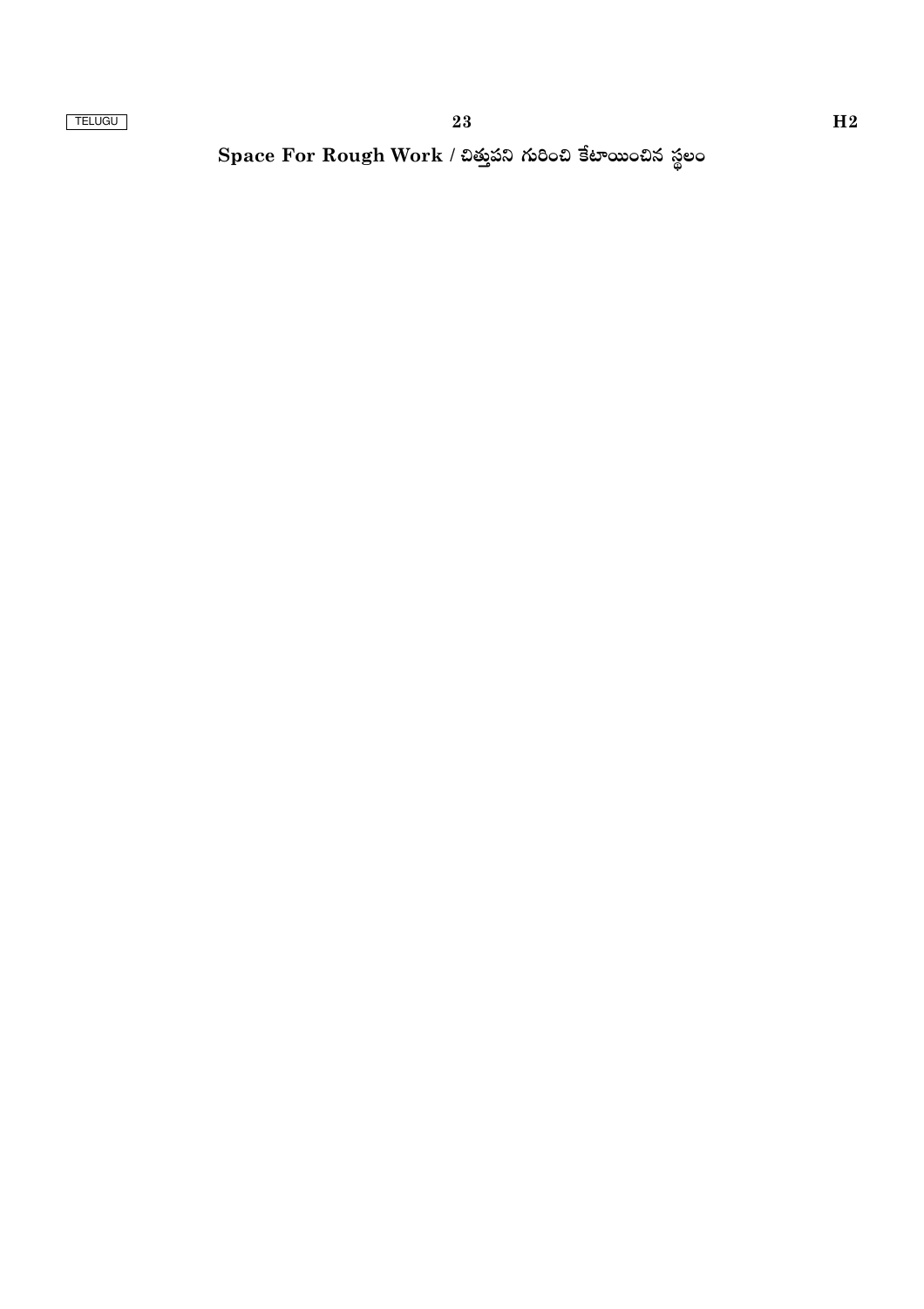**Space For Rough Work / చిత్తుపని గురించి కేటాయించిన స్థలం**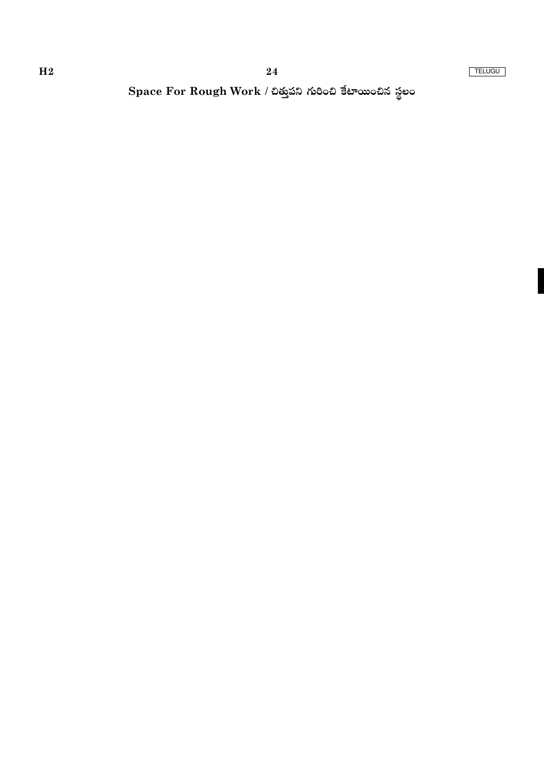**Space For Rough Work / చిత్తుపని గురించి కేటాయించిన స్థలం**